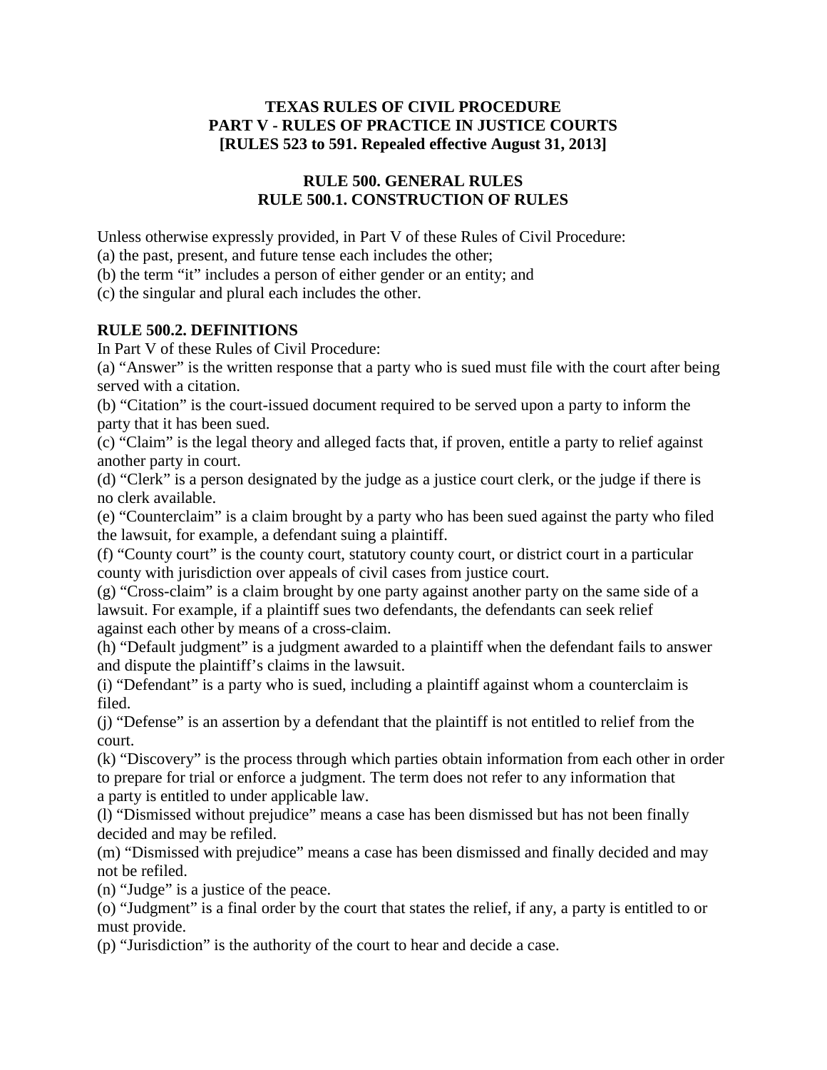# TEXAS RULES OF CIVIL PROCEDURE
# PART V - RULES OF PRACTICE IN JUSTICE COURTS
# [RULES 523 to 591. Repealed effective August 31, 2013]

## RULE 500. GENERAL RULES
## RULE 500.1. CONSTRUCTION OF RULES

Unless otherwise expressly provided, in Part V of these Rules of Civil Procedure:
(a) the past, present, and future tense each includes the other;
(b) the term "it" includes a person of either gender or an entity; and
(c) the singular and plural each includes the other.

### RULE 500.2. DEFINITIONS

In Part V of these Rules of Civil Procedure:

(a) "Answer" is the written response that a party who is sued must file with the court after being served with a citation.

(b) "Citation" is the court-issued document required to be served upon a party to inform the party that it has been sued.

(c) "Claim" is the legal theory and alleged facts that, if proven, entitle a party to relief against another party in court.

(d) "Clerk" is a person designated by the judge as a justice court clerk, or the judge if there is no clerk available.

(e) "Counterclaim" is a claim brought by a party who has been sued against the party who filed the lawsuit, for example, a defendant suing a plaintiff.

(f) "County court" is the county court, statutory county court, or district court in a particular county with jurisdiction over appeals of civil cases from justice court.

(g) "Cross-claim" is a claim brought by one party against another party on the same side of a lawsuit. For example, if a plaintiff sues two defendants, the defendants can seek relief against each other by means of a cross-claim.

(h) "Default judgment" is a judgment awarded to a plaintiff when the defendant fails to answer and dispute the plaintiff's claims in the lawsuit.

(i) "Defendant" is a party who is sued, including a plaintiff against whom a counterclaim is filed.

(j) "Defense" is an assertion by a defendant that the plaintiff is not entitled to relief from the court.

(k) "Discovery" is the process through which parties obtain information from each other in order to prepare for trial or enforce a judgment. The term does not refer to any information that a party is entitled to under applicable law.

(l) "Dismissed without prejudice" means a case has been dismissed but has not been finally decided and may be refiled.

(m) "Dismissed with prejudice" means a case has been dismissed and finally decided and may not be refiled.

(n) "Judge" is a justice of the peace.

(o) "Judgment" is a final order by the court that states the relief, if any, a party is entitled to or must provide.

(p) "Jurisdiction" is the authority of the court to hear and decide a case.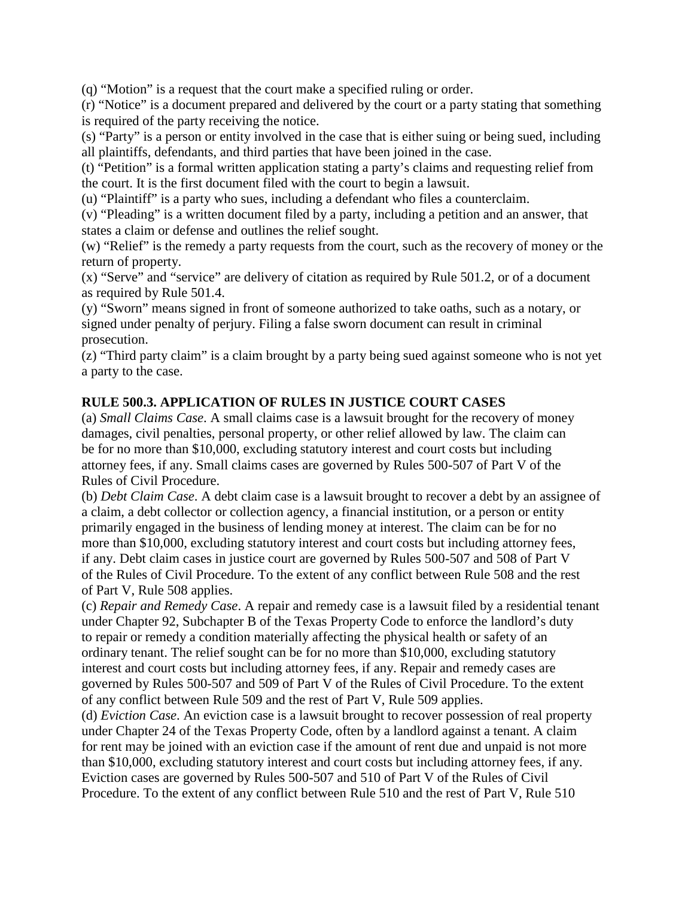(q) “Motion” is a request that the court make a specified ruling or order.

(r) “Notice” is a document prepared and delivered by the court or a party stating that something is required of the party receiving the notice.

(s) “Party” is a person or entity involved in the case that is either suing or being sued, including all plaintiffs, defendants, and third parties that have been joined in the case.

(t) “Petition” is a formal written application stating a party’s claims and requesting relief from the court. It is the first document filed with the court to begin a lawsuit.

(u) “Plaintiff” is a party who sues, including a defendant who files a counterclaim.

(v) “Pleading” is a written document filed by a party, including a petition and an answer, that states a claim or defense and outlines the relief sought.

(w) “Relief” is the remedy a party requests from the court, such as the recovery of money or the return of property.

(x) “Serve” and “service” are delivery of citation as required by Rule 501.2, or of a document as required by Rule 501.4.

(y) “Sworn” means signed in front of someone authorized to take oaths, such as a notary, or signed under penalty of perjury. Filing a false sworn document can result in criminal prosecution.

(z) “Third party claim” is a claim brought by a party being sued against someone who is not yet a party to the case.

**RULE 500.3. APPLICATION OF RULES IN JUSTICE COURT CASES**

(a) *Small Claims Case*. A small claims case is a lawsuit brought for the recovery of money damages, civil penalties, personal property, or other relief allowed by law. The claim can be for no more than $10,000, excluding statutory interest and court costs but including attorney fees, if any. Small claims cases are governed by Rules 500-507 of Part V of the Rules of Civil Procedure.

(b) *Debt Claim Case*. A debt claim case is a lawsuit brought to recover a debt by an assignee of a claim, a debt collector or collection agency, a financial institution, or a person or entity primarily engaged in the business of lending money at interest. The claim can be for no more than $10,000, excluding statutory interest and court costs but including attorney fees, if any. Debt claim cases in justice court are governed by Rules 500-507 and 508 of Part V of the Rules of Civil Procedure. To the extent of any conflict between Rule 508 and the rest of Part V, Rule 508 applies.

(c) *Repair and Remedy Case*. A repair and remedy case is a lawsuit filed by a residential tenant under Chapter 92, Subchapter B of the Texas Property Code to enforce the landlord’s duty to repair or remedy a condition materially affecting the physical health or safety of an ordinary tenant. The relief sought can be for no more than $10,000, excluding statutory interest and court costs but including attorney fees, if any. Repair and remedy cases are governed by Rules 500-507 and 509 of Part V of the Rules of Civil Procedure. To the extent of any conflict between Rule 509 and the rest of Part V, Rule 509 applies.

(d) *Eviction Case*. An eviction case is a lawsuit brought to recover possession of real property under Chapter 24 of the Texas Property Code, often by a landlord against a tenant. A claim for rent may be joined with an eviction case if the amount of rent due and unpaid is not more than $10,000, excluding statutory interest and court costs but including attorney fees, if any. Eviction cases are governed by Rules 500-507 and 510 of Part V of the Rules of Civil Procedure. To the extent of any conflict between Rule 510 and the rest of Part V, Rule 510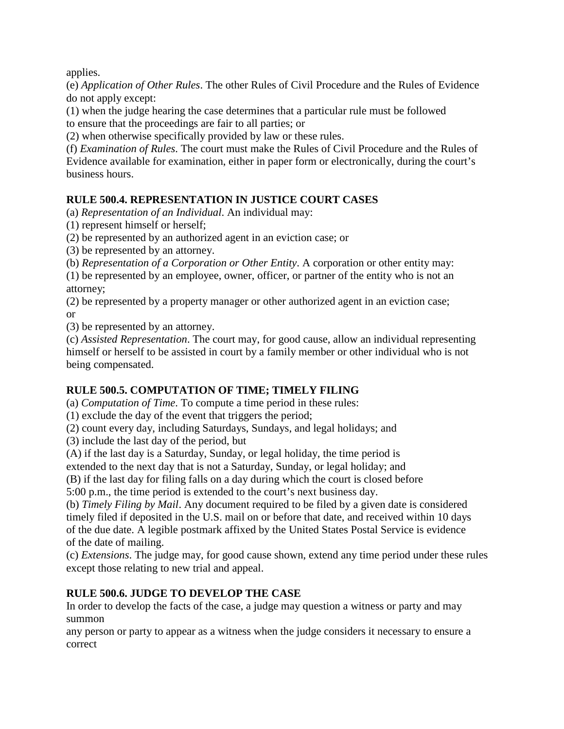applies.

(e) *Application of Other Rules*. The other Rules of Civil Procedure and the Rules of Evidence do not apply except:

(1) when the judge hearing the case determines that a particular rule must be followed to ensure that the proceedings are fair to all parties; or

(2) when otherwise specifically provided by law or these rules.

(f) *Examination of Rules*. The court must make the Rules of Civil Procedure and the Rules of Evidence available for examination, either in paper form or electronically, during the court's business hours.

## RULE 500.4. REPRESENTATION IN JUSTICE COURT CASES

(a) *Representation of an Individual*. An individual may:

(1) represent himself or herself;

(2) be represented by an authorized agent in an eviction case; or

(3) be represented by an attorney.

(b) *Representation of a Corporation or Other Entity*. A corporation or other entity may:

(1) be represented by an employee, owner, officer, or partner of the entity who is not an attorney;

(2) be represented by a property manager or other authorized agent in an eviction case; or

(3) be represented by an attorney.

(c) *Assisted Representation*. The court may, for good cause, allow an individual representing himself or herself to be assisted in court by a family member or other individual who is not being compensated.

## RULE 500.5. COMPUTATION OF TIME; TIMELY FILING

(a) *Computation of Time*. To compute a time period in these rules:

(1) exclude the day of the event that triggers the period;

(2) count every day, including Saturdays, Sundays, and legal holidays; and

(3) include the last day of the period, but

(A) if the last day is a Saturday, Sunday, or legal holiday, the time period is extended to the next day that is not a Saturday, Sunday, or legal holiday; and

(B) if the last day for filing falls on a day during which the court is closed before 5:00 p.m., the time period is extended to the court's next business day.

(b) *Timely Filing by Mail*. Any document required to be filed by a given date is considered timely filed if deposited in the U.S. mail on or before that date, and received within 10 days of the due date. A legible postmark affixed by the United States Postal Service is evidence of the date of mailing.

(c) *Extensions*. The judge may, for good cause shown, extend any time period under these rules except those relating to new trial and appeal.

## RULE 500.6. JUDGE TO DEVELOP THE CASE

In order to develop the facts of the case, a judge may question a witness or party and may summon any person or party to appear as a witness when the judge considers it necessary to ensure a correct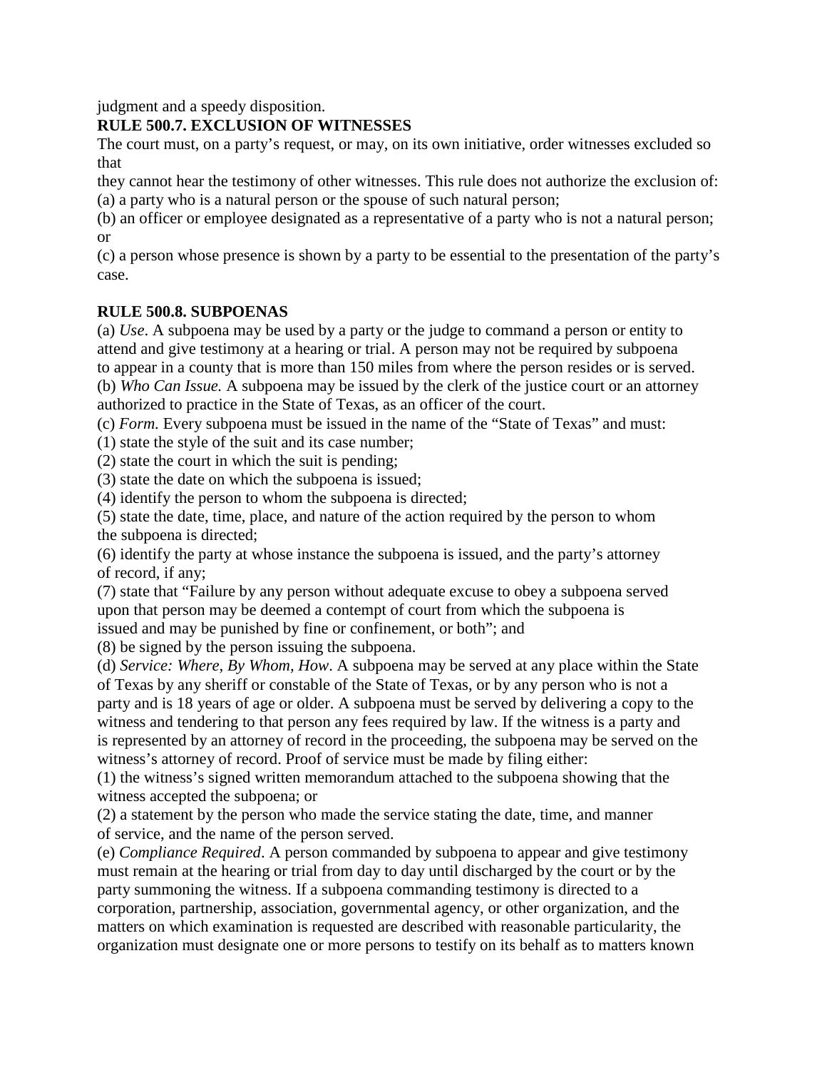judgment and a speedy disposition.

**RULE 500.7. EXCLUSION OF WITNESSES**

The court must, on a party's request, or may, on its own initiative, order witnesses excluded so that they cannot hear the testimony of other witnesses. This rule does not authorize the exclusion of:

(a) a party who is a natural person or the spouse of such natural person;

(b) an officer or employee designated as a representative of a party who is not a natural person; or

(c) a person whose presence is shown by a party to be essential to the presentation of the party's case.

**RULE 500.8. SUBPOENAS**

(a) *Use*. A subpoena may be used by a party or the judge to command a person or entity to attend and give testimony at a hearing or trial. A person may not be required by subpoena to appear in a county that is more than 150 miles from where the person resides or is served.

(b) *Who Can Issue.* A subpoena may be issued by the clerk of the justice court or an attorney authorized to practice in the State of Texas, as an officer of the court.

(c) *Form.* Every subpoena must be issued in the name of the "State of Texas" and must:

(1) state the style of the suit and its case number;

(2) state the court in which the suit is pending;

(3) state the date on which the subpoena is issued;

(4) identify the person to whom the subpoena is directed;

(5) state the date, time, place, and nature of the action required by the person to whom the subpoena is directed;

(6) identify the party at whose instance the subpoena is issued, and the party's attorney of record, if any;

(7) state that "Failure by any person without adequate excuse to obey a subpoena served upon that person may be deemed a contempt of court from which the subpoena is issued and may be punished by fine or confinement, or both"; and

(8) be signed by the person issuing the subpoena.

(d) *Service: Where, By Whom, How*. A subpoena may be served at any place within the State of Texas by any sheriff or constable of the State of Texas, or by any person who is not a party and is 18 years of age or older. A subpoena must be served by delivering a copy to the witness and tendering to that person any fees required by law. If the witness is a party and is represented by an attorney of record in the proceeding, the subpoena may be served on the witness's attorney of record. Proof of service must be made by filing either:

(1) the witness's signed written memorandum attached to the subpoena showing that the witness accepted the subpoena; or

(2) a statement by the person who made the service stating the date, time, and manner of service, and the name of the person served.

(e) *Compliance Required*. A person commanded by subpoena to appear and give testimony must remain at the hearing or trial from day to day until discharged by the court or by the party summoning the witness. If a subpoena commanding testimony is directed to a corporation, partnership, association, governmental agency, or other organization, and the matters on which examination is requested are described with reasonable particularity, the organization must designate one or more persons to testify on its behalf as to matters known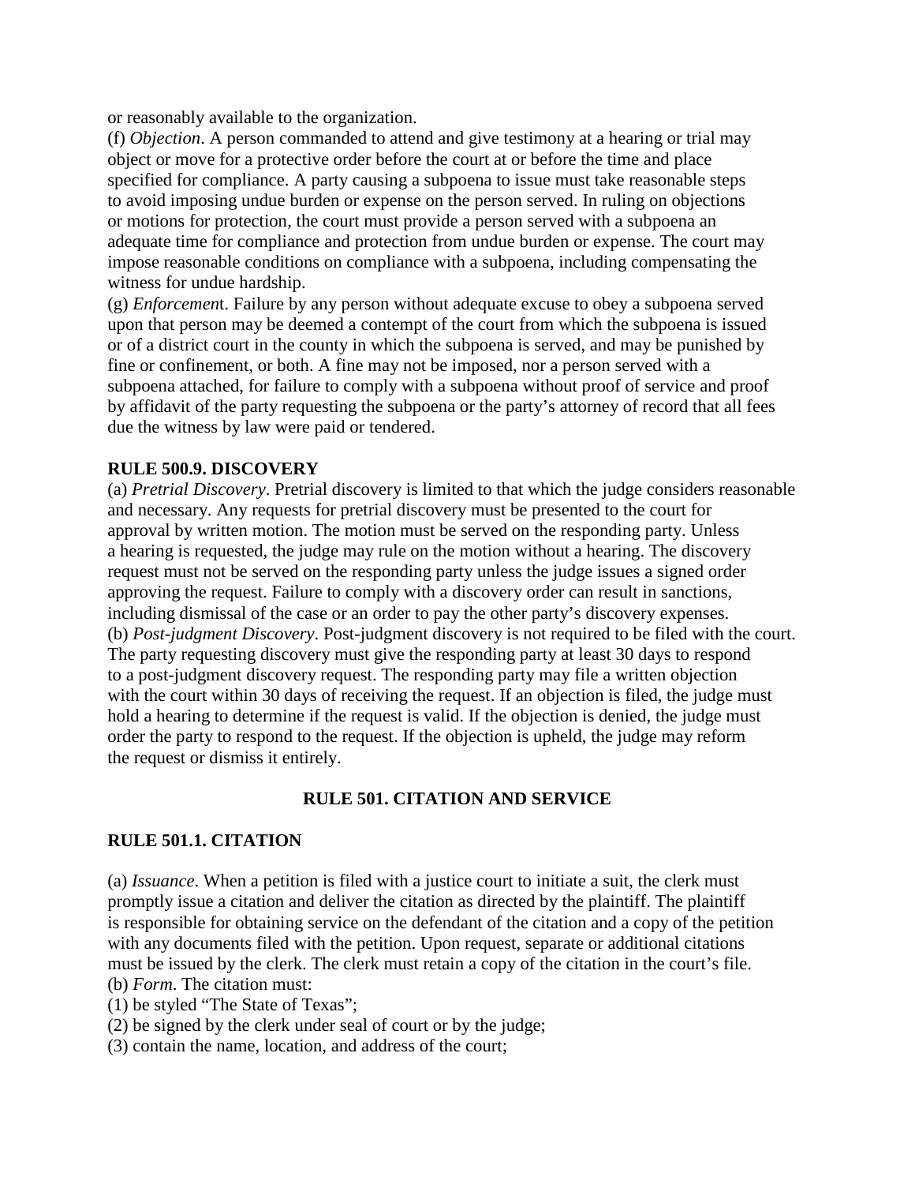or reasonably available to the organization.

(f) *Objection*. A person commanded to attend and give testimony at a hearing or trial may object or move for a protective order before the court at or before the time and place specified for compliance. A party causing a subpoena to issue must take reasonable steps to avoid imposing undue burden or expense on the person served. In ruling on objections or motions for protection, the court must provide a person served with a subpoena an adequate time for compliance and protection from undue burden or expense. The court may impose reasonable conditions on compliance with a subpoena, including compensating the witness for undue hardship.

(g) *Enforcemen*t. Failure by any person without adequate excuse to obey a subpoena served upon that person may be deemed a contempt of the court from which the subpoena is issued or of a district court in the county in which the subpoena is served, and may be punished by fine or confinement, or both. A fine may not be imposed, nor a person served with a subpoena attached, for failure to comply with a subpoena without proof of service and proof by affidavit of the party requesting the subpoena or the party's attorney of record that all fees due the witness by law were paid or tendered.

**RULE 500.9. DISCOVERY**

(a) *Pretrial Discovery*. Pretrial discovery is limited to that which the judge considers reasonable and necessary. Any requests for pretrial discovery must be presented to the court for approval by written motion. The motion must be served on the responding party. Unless a hearing is requested, the judge may rule on the motion without a hearing. The discovery request must not be served on the responding party unless the judge issues a signed order approving the request. Failure to comply with a discovery order can result in sanctions, including dismissal of the case or an order to pay the other party's discovery expenses.

(b) *Post-judgment Discovery*. Post-judgment discovery is not required to be filed with the court. The party requesting discovery must give the responding party at least 30 days to respond to a post-judgment discovery request. The responding party may file a written objection with the court within 30 days of receiving the request. If an objection is filed, the judge must hold a hearing to determine if the request is valid. If the objection is denied, the judge must order the party to respond to the request. If the objection is upheld, the judge may reform the request or dismiss it entirely.

## RULE 501. CITATION AND SERVICE

### RULE 501.1. CITATION

(a) *Issuance*. When a petition is filed with a justice court to initiate a suit, the clerk must promptly issue a citation and deliver the citation as directed by the plaintiff. The plaintiff is responsible for obtaining service on the defendant of the citation and a copy of the petition with any documents filed with the petition. Upon request, separate or additional citations must be issued by the clerk. The clerk must retain a copy of the citation in the court's file.

(b) *Form*. The citation must:

(1) be styled "The State of Texas";

(2) be signed by the clerk under seal of court or by the judge;

(3) contain the name, location, and address of the court;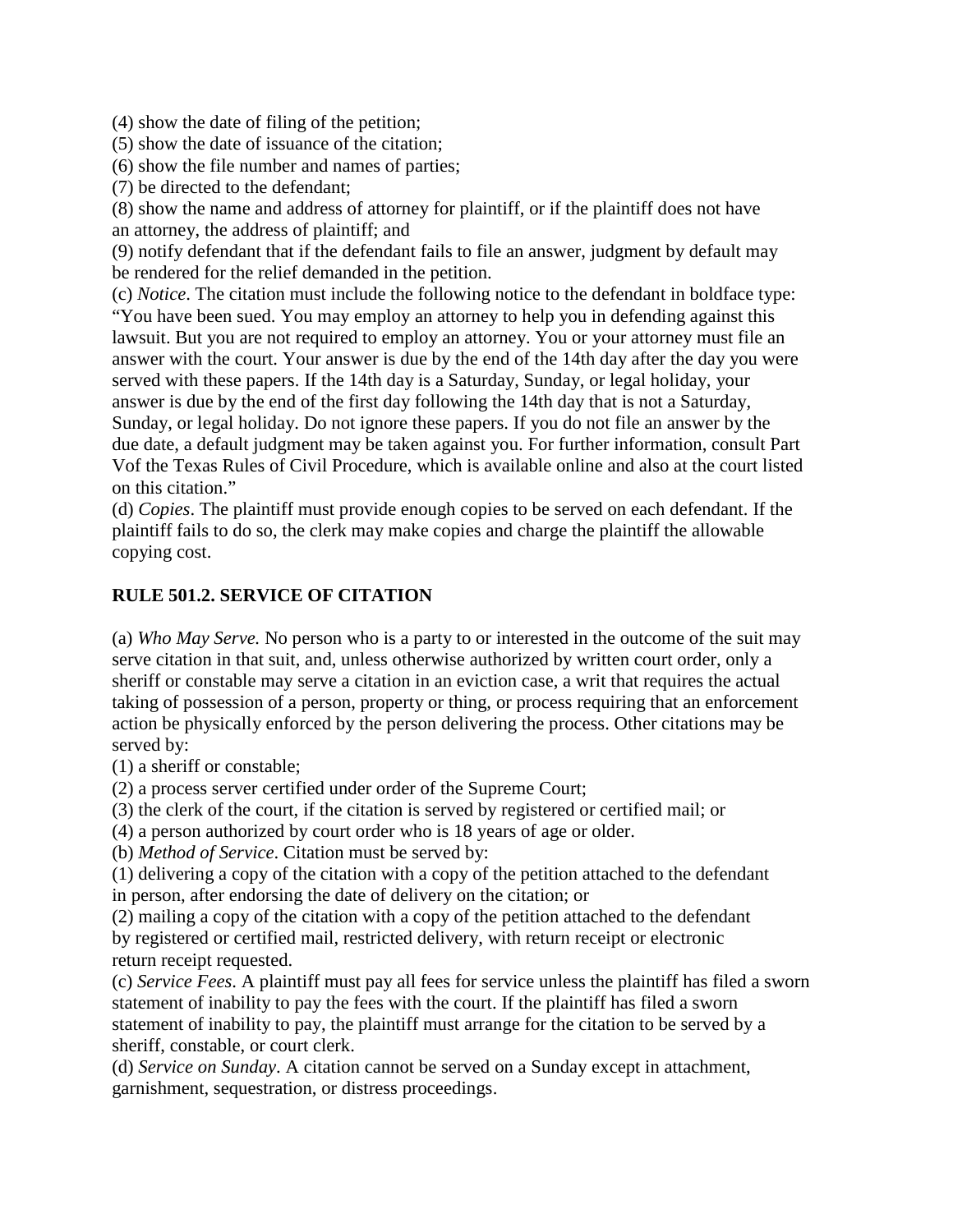(4) show the date of filing of the petition;
(5) show the date of issuance of the citation;
(6) show the file number and names of parties;
(7) be directed to the defendant;
(8) show the name and address of attorney for plaintiff, or if the plaintiff does not have an attorney, the address of plaintiff; and
(9) notify defendant that if the defendant fails to file an answer, judgment by default may be rendered for the relief demanded in the petition.

(c) *Notice*. The citation must include the following notice to the defendant in boldface type: "You have been sued. You may employ an attorney to help you in defending against this lawsuit. But you are not required to employ an attorney. You or your attorney must file an answer with the court. Your answer is due by the end of the 14th day after the day you were served with these papers. If the 14th day is a Saturday, Sunday, or legal holiday, your answer is due by the end of the first day following the 14th day that is not a Saturday, Sunday, or legal holiday. Do not ignore these papers. If you do not file an answer by the due date, a default judgment may be taken against you. For further information, consult Part Vof the Texas Rules of Civil Procedure, which is available online and also at the court listed on this citation."

(d) *Copies*. The plaintiff must provide enough copies to be served on each defendant. If the plaintiff fails to do so, the clerk may make copies and charge the plaintiff the allowable copying cost.

## RULE 501.2. SERVICE OF CITATION

(a) *Who May Serve.* No person who is a party to or interested in the outcome of the suit may serve citation in that suit, and, unless otherwise authorized by written court order, only a sheriff or constable may serve a citation in an eviction case, a writ that requires the actual taking of possession of a person, property or thing, or process requiring that an enforcement action be physically enforced by the person delivering the process. Other citations may be served by:
(1) a sheriff or constable;
(2) a process server certified under order of the Supreme Court;
(3) the clerk of the court, if the citation is served by registered or certified mail; or
(4) a person authorized by court order who is 18 years of age or older.

(b) *Method of Service*. Citation must be served by:
(1) delivering a copy of the citation with a copy of the petition attached to the defendant in person, after endorsing the date of delivery on the citation; or
(2) mailing a copy of the citation with a copy of the petition attached to the defendant by registered or certified mail, restricted delivery, with return receipt or electronic return receipt requested.

(c) *Service Fees*. A plaintiff must pay all fees for service unless the plaintiff has filed a sworn statement of inability to pay the fees with the court. If the plaintiff has filed a sworn statement of inability to pay, the plaintiff must arrange for the citation to be served by a sheriff, constable, or court clerk.

(d) *Service on Sunday*. A citation cannot be served on a Sunday except in attachment, garnishment, sequestration, or distress proceedings.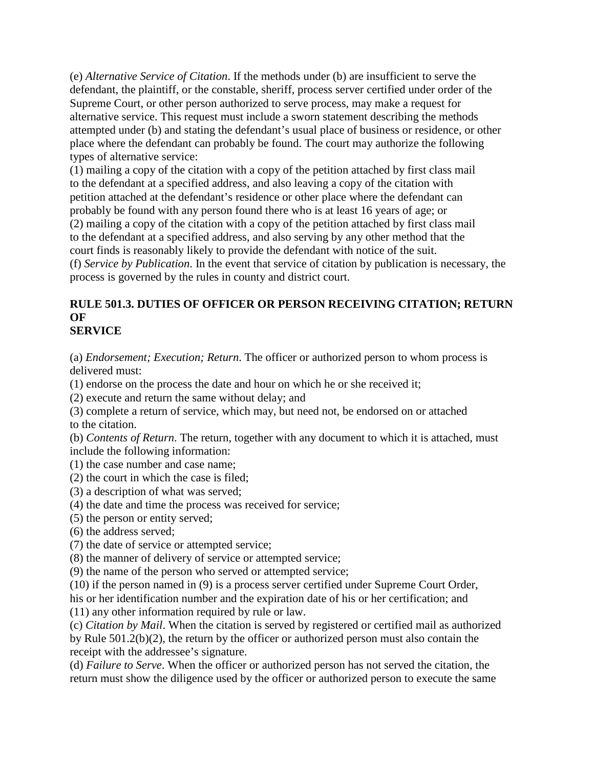(e) *Alternative Service of Citation*. If the methods under (b) are insufficient to serve the defendant, the plaintiff, or the constable, sheriff, process server certified under order of the Supreme Court, or other person authorized to serve process, may make a request for alternative service. This request must include a sworn statement describing the methods attempted under (b) and stating the defendant's usual place of business or residence, or other place where the defendant can probably be found. The court may authorize the following types of alternative service:

(1) mailing a copy of the citation with a copy of the petition attached by first class mail to the defendant at a specified address, and also leaving a copy of the citation with petition attached at the defendant's residence or other place where the defendant can probably be found with any person found there who is at least 16 years of age; or

(2) mailing a copy of the citation with a copy of the petition attached by first class mail to the defendant at a specified address, and also serving by any other method that the court finds is reasonably likely to provide the defendant with notice of the suit.

(f) *Service by Publication*. In the event that service of citation by publication is necessary, the process is governed by the rules in county and district court.

## RULE 501.3. DUTIES OF OFFICER OR PERSON RECEIVING CITATION; RETURN OF SERVICE

(a) *Endorsement; Execution; Return*. The officer or authorized person to whom process is delivered must:

(1) endorse on the process the date and hour on which he or she received it;

(2) execute and return the same without delay; and

(3) complete a return of service, which may, but need not, be endorsed on or attached to the citation.

(b) *Contents of Return*. The return, together with any document to which it is attached, must include the following information:

(1) the case number and case name;

(2) the court in which the case is filed;

(3) a description of what was served;

(4) the date and time the process was received for service;

(5) the person or entity served;

(6) the address served;

(7) the date of service or attempted service;

(8) the manner of delivery of service or attempted service;

(9) the name of the person who served or attempted service;

(10) if the person named in (9) is a process server certified under Supreme Court Order, his or her identification number and the expiration date of his or her certification; and

(11) any other information required by rule or law.

(c) *Citation by Mail*. When the citation is served by registered or certified mail as authorized by Rule 501.2(b)(2), the return by the officer or authorized person must also contain the receipt with the addressee's signature.

(d) *Failure to Serve*. When the officer or authorized person has not served the citation, the return must show the diligence used by the officer or authorized person to execute the same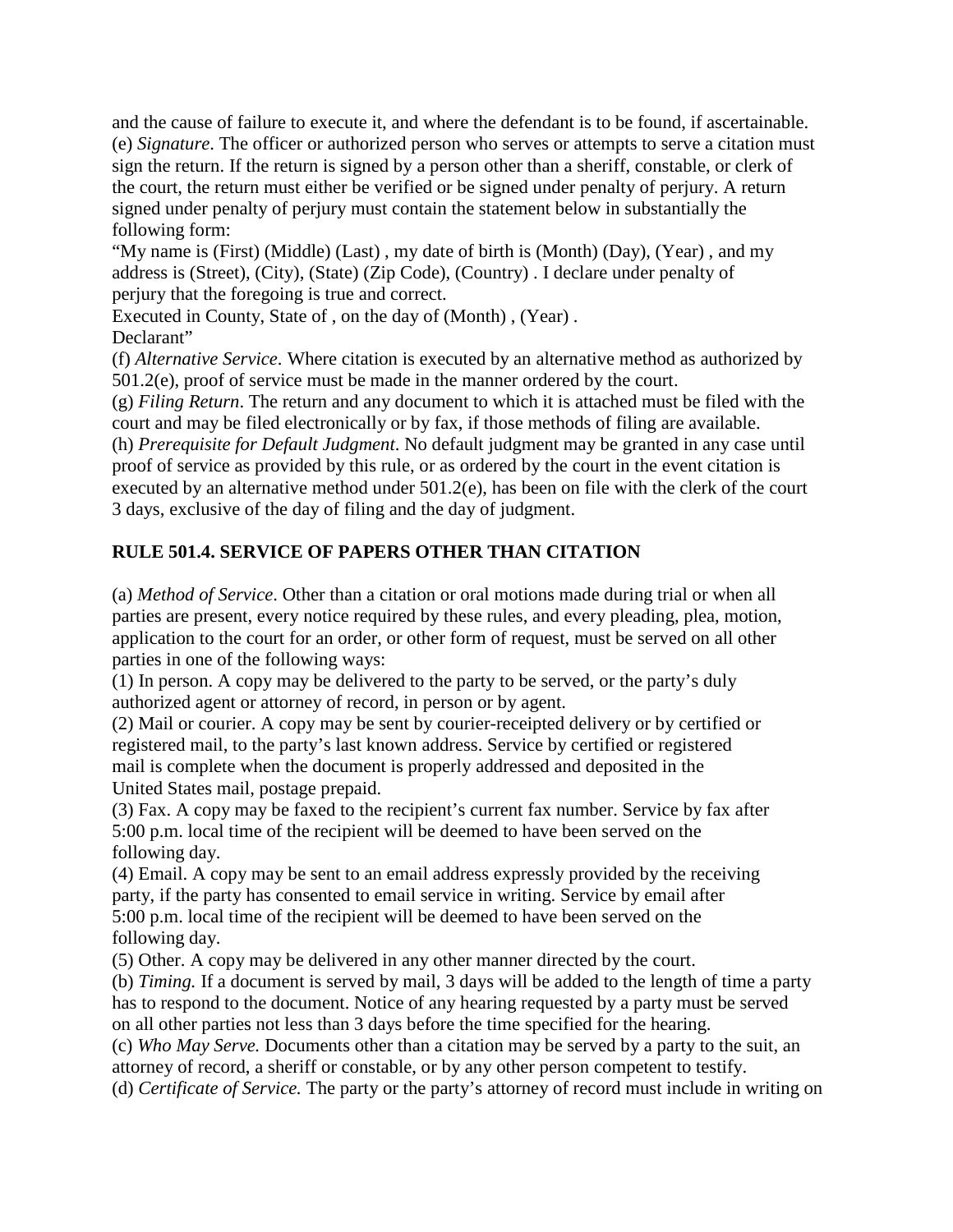and the cause of failure to execute it, and where the defendant is to be found, if ascertainable.

(e) *Signature*. The officer or authorized person who serves or attempts to serve a citation must sign the return. If the return is signed by a person other than a sheriff, constable, or clerk of the court, the return must either be verified or be signed under penalty of perjury. A return signed under penalty of perjury must contain the statement below in substantially the following form:

"My name is (First) (Middle) (Last) , my date of birth is (Month) (Day), (Year) , and my address is (Street), (City), (State) (Zip Code), (Country) . I declare under penalty of perjury that the foregoing is true and correct.

Executed in County, State of , on the day of (Month) , (Year) .

Declarant"

(f) *Alternative Service*. Where citation is executed by an alternative method as authorized by 501.2(e), proof of service must be made in the manner ordered by the court.

(g) *Filing Return*. The return and any document to which it is attached must be filed with the court and may be filed electronically or by fax, if those methods of filing are available.

(h) *Prerequisite for Default Judgment*. No default judgment may be granted in any case until proof of service as provided by this rule, or as ordered by the court in the event citation is executed by an alternative method under 501.2(e), has been on file with the clerk of the court 3 days, exclusive of the day of filing and the day of judgment.

## RULE 501.4. SERVICE OF PAPERS OTHER THAN CITATION

(a) *Method of Service*. Other than a citation or oral motions made during trial or when all parties are present, every notice required by these rules, and every pleading, plea, motion, application to the court for an order, or other form of request, must be served on all other parties in one of the following ways:

(1) In person. A copy may be delivered to the party to be served, or the party's duly authorized agent or attorney of record, in person or by agent.

(2) Mail or courier. A copy may be sent by courier-receipted delivery or by certified or registered mail, to the party's last known address. Service by certified or registered mail is complete when the document is properly addressed and deposited in the United States mail, postage prepaid.

(3) Fax. A copy may be faxed to the recipient's current fax number. Service by fax after 5:00 p.m. local time of the recipient will be deemed to have been served on the following day.

(4) Email. A copy may be sent to an email address expressly provided by the receiving party, if the party has consented to email service in writing. Service by email after 5:00 p.m. local time of the recipient will be deemed to have been served on the following day.

(5) Other. A copy may be delivered in any other manner directed by the court.

(b) *Timing.* If a document is served by mail, 3 days will be added to the length of time a party has to respond to the document. Notice of any hearing requested by a party must be served on all other parties not less than 3 days before the time specified for the hearing.

(c) *Who May Serve.* Documents other than a citation may be served by a party to the suit, an attorney of record, a sheriff or constable, or by any other person competent to testify.

(d) *Certificate of Service.* The party or the party's attorney of record must include in writing on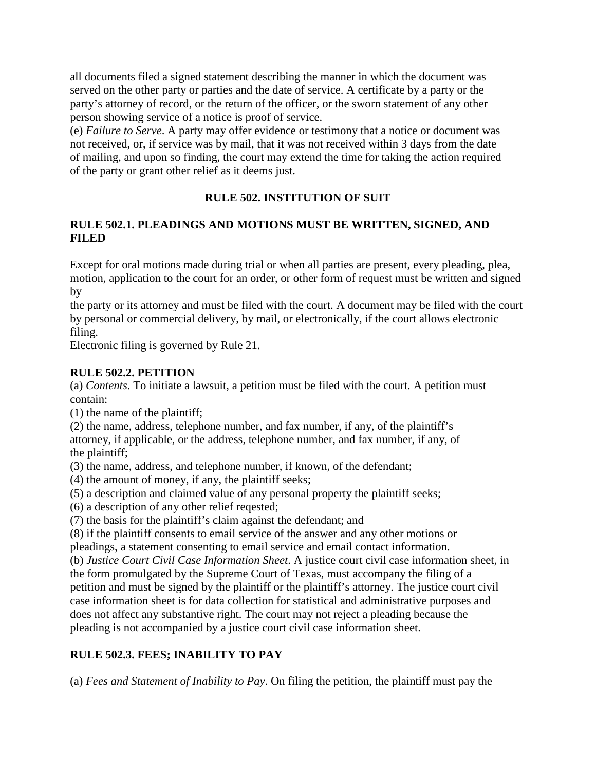all documents filed a signed statement describing the manner in which the document was served on the other party or parties and the date of service. A certificate by a party or the party's attorney of record, or the return of the officer, or the sworn statement of any other person showing service of a notice is proof of service.

(e) *Failure to Serve*. A party may offer evidence or testimony that a notice or document was not received, or, if service was by mail, that it was not received within 3 days from the date of mailing, and upon so finding, the court may extend the time for taking the action required of the party or grant other relief as it deems just.

## RULE 502. INSTITUTION OF SUIT

### RULE 502.1. PLEADINGS AND MOTIONS MUST BE WRITTEN, SIGNED, AND FILED

Except for oral motions made during trial or when all parties are present, every pleading, plea, motion, application to the court for an order, or other form of request must be written and signed by the party or its attorney and must be filed with the court. A document may be filed with the court by personal or commercial delivery, by mail, or electronically, if the court allows electronic filing.
Electronic filing is governed by Rule 21.

### RULE 502.2. PETITION

(a) *Contents*. To initiate a lawsuit, a petition must be filed with the court. A petition must contain:

(1) the name of the plaintiff;

(2) the name, address, telephone number, and fax number, if any, of the plaintiff's attorney, if applicable, or the address, telephone number, and fax number, if any, of the plaintiff;

(3) the name, address, and telephone number, if known, of the defendant;

(4) the amount of money, if any, the plaintiff seeks;

(5) a description and claimed value of any personal property the plaintiff seeks;

(6) a description of any other relief reqested;

(7) the basis for the plaintiff's claim against the defendant; and

(8) if the plaintiff consents to email service of the answer and any other motions or pleadings, a statement consenting to email service and email contact information.

(b) *Justice Court Civil Case Information Sheet*. A justice court civil case information sheet, in the form promulgated by the Supreme Court of Texas, must accompany the filing of a petition and must be signed by the plaintiff or the plaintiff's attorney. The justice court civil case information sheet is for data collection for statistical and administrative purposes and does not affect any substantive right. The court may not reject a pleading because the pleading is not accompanied by a justice court civil case information sheet.

### RULE 502.3. FEES; INABILITY TO PAY

(a) *Fees and Statement of Inability to Pay*. On filing the petition, the plaintiff must pay the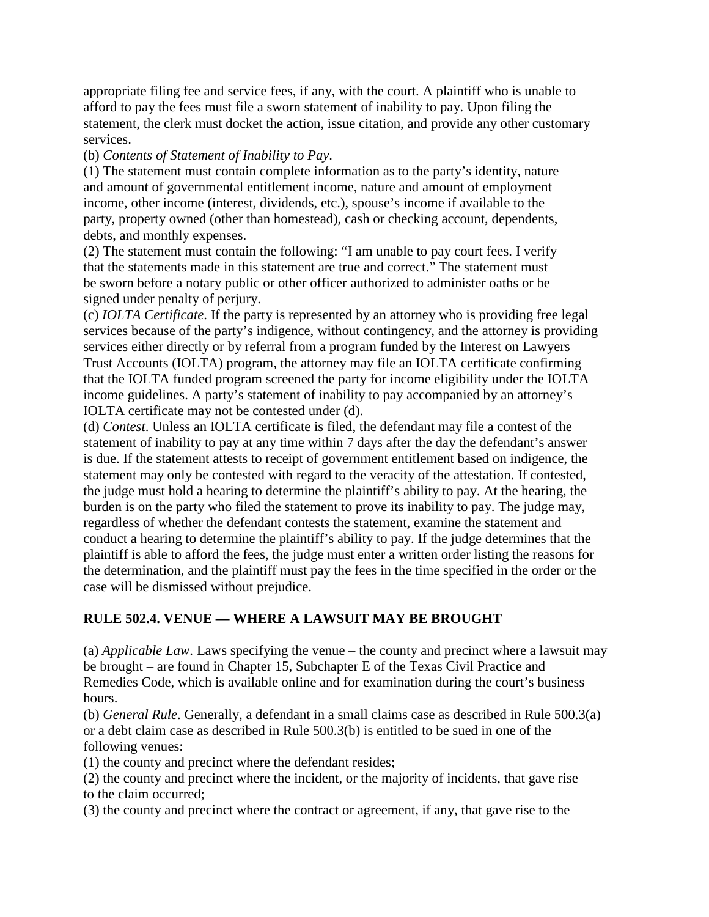appropriate filing fee and service fees, if any, with the court. A plaintiff who is unable to afford to pay the fees must file a sworn statement of inability to pay. Upon filing the statement, the clerk must docket the action, issue citation, and provide any other customary services.

(b) *Contents of Statement of Inability to Pay*.

(1) The statement must contain complete information as to the party's identity, nature and amount of governmental entitlement income, nature and amount of employment income, other income (interest, dividends, etc.), spouse's income if available to the party, property owned (other than homestead), cash or checking account, dependents, debts, and monthly expenses.

(2) The statement must contain the following: "I am unable to pay court fees. I verify that the statements made in this statement are true and correct." The statement must be sworn before a notary public or other officer authorized to administer oaths or be signed under penalty of perjury.

(c) *IOLTA Certificate*. If the party is represented by an attorney who is providing free legal services because of the party's indigence, without contingency, and the attorney is providing services either directly or by referral from a program funded by the Interest on Lawyers Trust Accounts (IOLTA) program, the attorney may file an IOLTA certificate confirming that the IOLTA funded program screened the party for income eligibility under the IOLTA income guidelines. A party's statement of inability to pay accompanied by an attorney's IOLTA certificate may not be contested under (d).

(d) *Contest*. Unless an IOLTA certificate is filed, the defendant may file a contest of the statement of inability to pay at any time within 7 days after the day the defendant's answer is due. If the statement attests to receipt of government entitlement based on indigence, the statement may only be contested with regard to the veracity of the attestation. If contested, the judge must hold a hearing to determine the plaintiff's ability to pay. At the hearing, the burden is on the party who filed the statement to prove its inability to pay. The judge may, regardless of whether the defendant contests the statement, examine the statement and conduct a hearing to determine the plaintiff's ability to pay. If the judge determines that the plaintiff is able to afford the fees, the judge must enter a written order listing the reasons for the determination, and the plaintiff must pay the fees in the time specified in the order or the case will be dismissed without prejudice.

## RULE 502.4. VENUE — WHERE A LAWSUIT MAY BE BROUGHT

(a) *Applicable Law*. Laws specifying the venue – the county and precinct where a lawsuit may be brought – are found in Chapter 15, Subchapter E of the Texas Civil Practice and Remedies Code, which is available online and for examination during the court's business hours.

(b) *General Rule*. Generally, a defendant in a small claims case as described in Rule 500.3(a) or a debt claim case as described in Rule 500.3(b) is entitled to be sued in one of the following venues:

(1) the county and precinct where the defendant resides;

(2) the county and precinct where the incident, or the majority of incidents, that gave rise to the claim occurred;

(3) the county and precinct where the contract or agreement, if any, that gave rise to the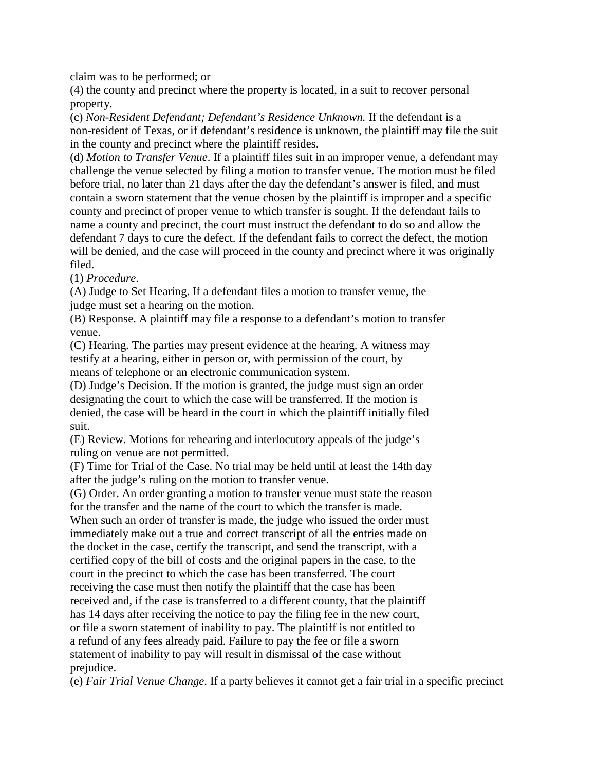claim was to be performed; or

(4) the county and precinct where the property is located, in a suit to recover personal property.

(c) *Non-Resident Defendant; Defendant's Residence Unknown.* If the defendant is a non-resident of Texas, or if defendant's residence is unknown, the plaintiff may file the suit in the county and precinct where the plaintiff resides.

(d) *Motion to Transfer Venue*. If a plaintiff files suit in an improper venue, a defendant may challenge the venue selected by filing a motion to transfer venue. The motion must be filed before trial, no later than 21 days after the day the defendant's answer is filed, and must contain a sworn statement that the venue chosen by the plaintiff is improper and a specific county and precinct of proper venue to which transfer is sought. If the defendant fails to name a county and precinct, the court must instruct the defendant to do so and allow the defendant 7 days to cure the defect. If the defendant fails to correct the defect, the motion will be denied, and the case will proceed in the county and precinct where it was originally filed.

(1) *Procedure*.

(A) Judge to Set Hearing. If a defendant files a motion to transfer venue, the judge must set a hearing on the motion.

(B) Response. A plaintiff may file a response to a defendant's motion to transfer venue.

(C) Hearing. The parties may present evidence at the hearing. A witness may testify at a hearing, either in person or, with permission of the court, by means of telephone or an electronic communication system.

(D) Judge's Decision. If the motion is granted, the judge must sign an order designating the court to which the case will be transferred. If the motion is denied, the case will be heard in the court in which the plaintiff initially filed suit.

(E) Review. Motions for rehearing and interlocutory appeals of the judge's ruling on venue are not permitted.

(F) Time for Trial of the Case. No trial may be held until at least the 14th day after the judge's ruling on the motion to transfer venue.

(G) Order. An order granting a motion to transfer venue must state the reason for the transfer and the name of the court to which the transfer is made. When such an order of transfer is made, the judge who issued the order must immediately make out a true and correct transcript of all the entries made on the docket in the case, certify the transcript, and send the transcript, with a certified copy of the bill of costs and the original papers in the case, to the court in the precinct to which the case has been transferred. The court receiving the case must then notify the plaintiff that the case has been received and, if the case is transferred to a different county, that the plaintiff has 14 days after receiving the notice to pay the filing fee in the new court, or file a sworn statement of inability to pay. The plaintiff is not entitled to a refund of any fees already paid. Failure to pay the fee or file a sworn statement of inability to pay will result in dismissal of the case without prejudice.

(e) *Fair Trial Venue Change*. If a party believes it cannot get a fair trial in a specific precinct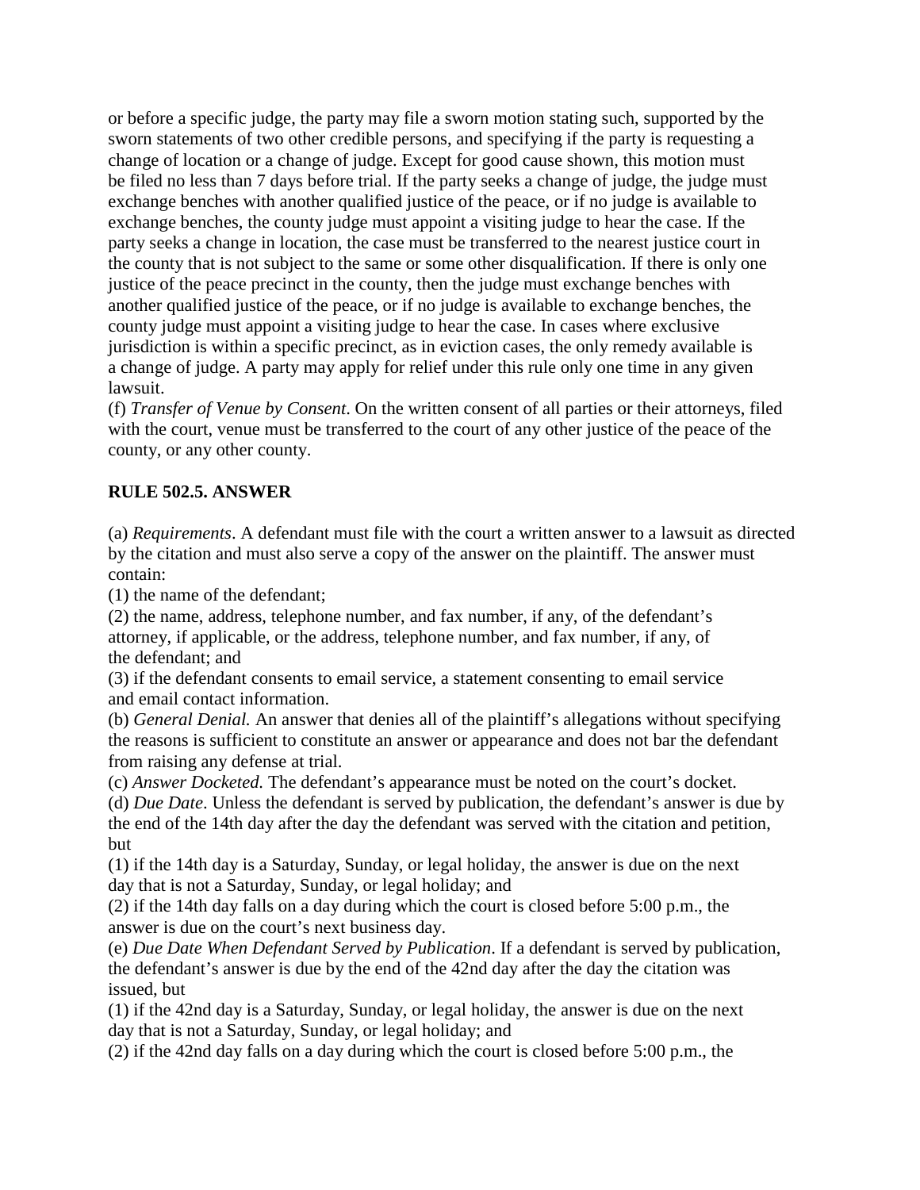or before a specific judge, the party may file a sworn motion stating such, supported by the sworn statements of two other credible persons, and specifying if the party is requesting a change of location or a change of judge. Except for good cause shown, this motion must be filed no less than 7 days before trial. If the party seeks a change of judge, the judge must exchange benches with another qualified justice of the peace, or if no judge is available to exchange benches, the county judge must appoint a visiting judge to hear the case. If the party seeks a change in location, the case must be transferred to the nearest justice court in the county that is not subject to the same or some other disqualification. If there is only one justice of the peace precinct in the county, then the judge must exchange benches with another qualified justice of the peace, or if no judge is available to exchange benches, the county judge must appoint a visiting judge to hear the case. In cases where exclusive jurisdiction is within a specific precinct, as in eviction cases, the only remedy available is a change of judge. A party may apply for relief under this rule only one time in any given lawsuit.

(f) *Transfer of Venue by Consent*. On the written consent of all parties or their attorneys, filed with the court, venue must be transferred to the court of any other justice of the peace of the county, or any other county.

## RULE 502.5. ANSWER

(a) *Requirements*. A defendant must file with the court a written answer to a lawsuit as directed by the citation and must also serve a copy of the answer on the plaintiff. The answer must contain:

(1) the name of the defendant;

(2) the name, address, telephone number, and fax number, if any, of the defendant's attorney, if applicable, or the address, telephone number, and fax number, if any, of the defendant; and

(3) if the defendant consents to email service, a statement consenting to email service and email contact information.

(b) *General Denial.* An answer that denies all of the plaintiff's allegations without specifying the reasons is sufficient to constitute an answer or appearance and does not bar the defendant from raising any defense at trial.

(c) *Answer Docketed.* The defendant's appearance must be noted on the court's docket.

(d) *Due Date*. Unless the defendant is served by publication, the defendant's answer is due by the end of the 14th day after the day the defendant was served with the citation and petition, but

(1) if the 14th day is a Saturday, Sunday, or legal holiday, the answer is due on the next day that is not a Saturday, Sunday, or legal holiday; and

(2) if the 14th day falls on a day during which the court is closed before 5:00 p.m., the answer is due on the court's next business day.

(e) *Due Date When Defendant Served by Publication*. If a defendant is served by publication, the defendant's answer is due by the end of the 42nd day after the day the citation was issued, but

(1) if the 42nd day is a Saturday, Sunday, or legal holiday, the answer is due on the next day that is not a Saturday, Sunday, or legal holiday; and

(2) if the 42nd day falls on a day during which the court is closed before 5:00 p.m., the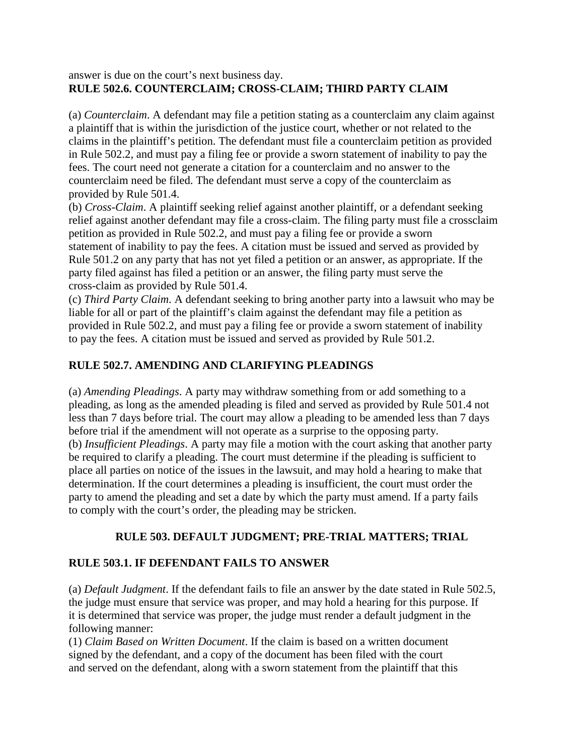answer is due on the court's next business day.

**RULE 502.6. COUNTERCLAIM; CROSS-CLAIM; THIRD PARTY CLAIM**

(a) *Counterclaim*. A defendant may file a petition stating as a counterclaim any claim against a plaintiff that is within the jurisdiction of the justice court, whether or not related to the claims in the plaintiff's petition. The defendant must file a counterclaim petition as provided in Rule 502.2, and must pay a filing fee or provide a sworn statement of inability to pay the fees. The court need not generate a citation for a counterclaim and no answer to the counterclaim need be filed. The defendant must serve a copy of the counterclaim as provided by Rule 501.4.

(b) *Cross-Claim*. A plaintiff seeking relief against another plaintiff, or a defendant seeking relief against another defendant may file a cross-claim. The filing party must file a crossclaim petition as provided in Rule 502.2, and must pay a filing fee or provide a sworn statement of inability to pay the fees. A citation must be issued and served as provided by Rule 501.2 on any party that has not yet filed a petition or an answer, as appropriate. If the party filed against has filed a petition or an answer, the filing party must serve the cross-claim as provided by Rule 501.4.

(c) *Third Party Claim*. A defendant seeking to bring another party into a lawsuit who may be liable for all or part of the plaintiff's claim against the defendant may file a petition as provided in Rule 502.2, and must pay a filing fee or provide a sworn statement of inability to pay the fees. A citation must be issued and served as provided by Rule 501.2.

**RULE 502.7. AMENDING AND CLARIFYING PLEADINGS**

(a) *Amending Pleadings*. A party may withdraw something from or add something to a pleading, as long as the amended pleading is filed and served as provided by Rule 501.4 not less than 7 days before trial. The court may allow a pleading to be amended less than 7 days before trial if the amendment will not operate as a surprise to the opposing party.

(b) *Insufficient Pleadings*. A party may file a motion with the court asking that another party be required to clarify a pleading. The court must determine if the pleading is sufficient to place all parties on notice of the issues in the lawsuit, and may hold a hearing to make that determination. If the court determines a pleading is insufficient, the court must order the party to amend the pleading and set a date by which the party must amend. If a party fails to comply with the court's order, the pleading may be stricken.

## RULE 503. DEFAULT JUDGMENT; PRE-TRIAL MATTERS; TRIAL

**RULE 503.1. IF DEFENDANT FAILS TO ANSWER**

(a) *Default Judgment*. If the defendant fails to file an answer by the date stated in Rule 502.5, the judge must ensure that service was proper, and may hold a hearing for this purpose. If it is determined that service was proper, the judge must render a default judgment in the following manner:

(1) *Claim Based on Written Document*. If the claim is based on a written document signed by the defendant, and a copy of the document has been filed with the court and served on the defendant, along with a sworn statement from the plaintiff that this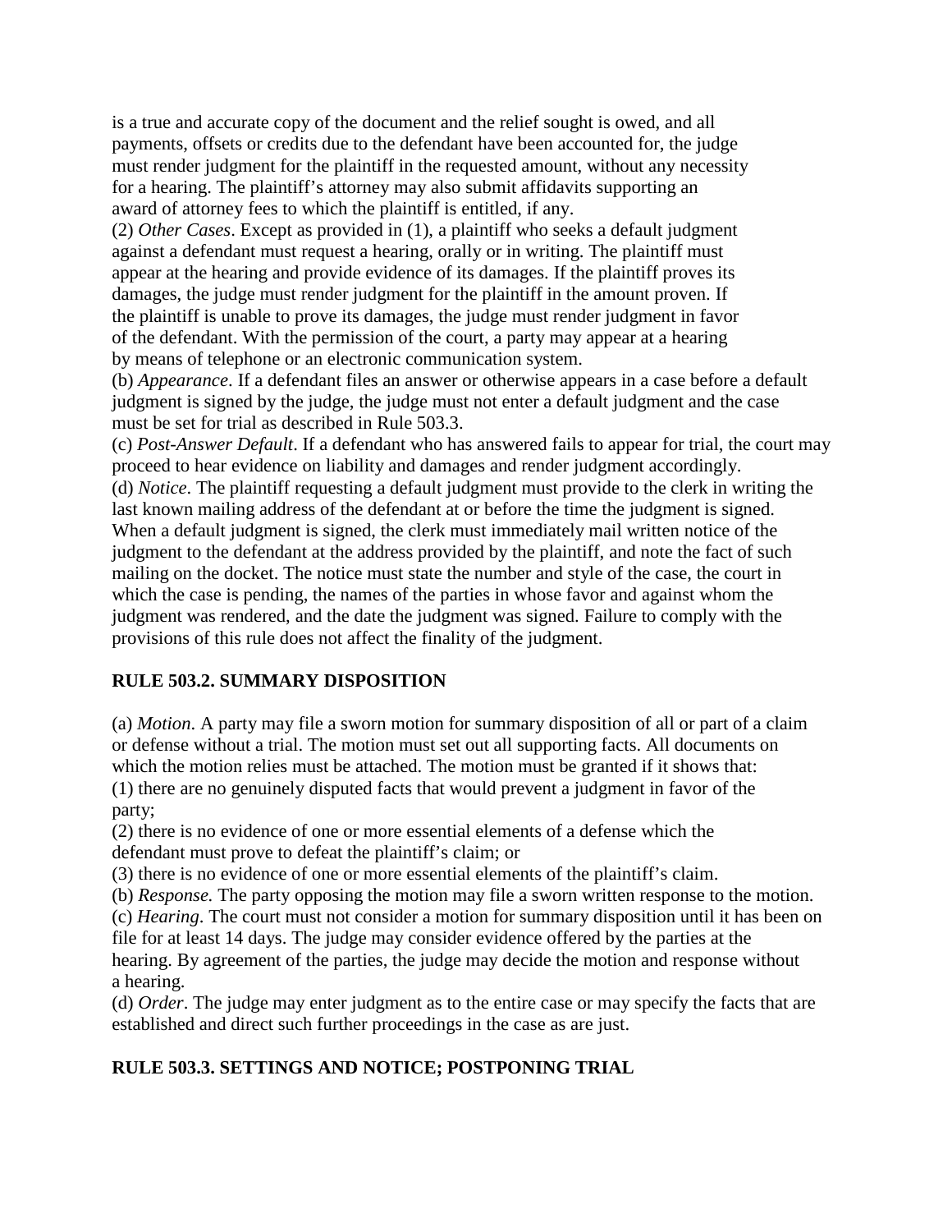is a true and accurate copy of the document and the relief sought is owed, and all payments, offsets or credits due to the defendant have been accounted for, the judge must render judgment for the plaintiff in the requested amount, without any necessity for a hearing. The plaintiff's attorney may also submit affidavits supporting an award of attorney fees to which the plaintiff is entitled, if any.

(2) *Other Cases*. Except as provided in (1), a plaintiff who seeks a default judgment against a defendant must request a hearing, orally or in writing. The plaintiff must appear at the hearing and provide evidence of its damages. If the plaintiff proves its damages, the judge must render judgment for the plaintiff in the amount proven. If the plaintiff is unable to prove its damages, the judge must render judgment in favor of the defendant. With the permission of the court, a party may appear at a hearing by means of telephone or an electronic communication system.

(b) *Appearance*. If a defendant files an answer or otherwise appears in a case before a default judgment is signed by the judge, the judge must not enter a default judgment and the case must be set for trial as described in Rule 503.3.

(c) *Post-Answer Default*. If a defendant who has answered fails to appear for trial, the court may proceed to hear evidence on liability and damages and render judgment accordingly.

(d) *Notice*. The plaintiff requesting a default judgment must provide to the clerk in writing the last known mailing address of the defendant at or before the time the judgment is signed. When a default judgment is signed, the clerk must immediately mail written notice of the judgment to the defendant at the address provided by the plaintiff, and note the fact of such mailing on the docket. The notice must state the number and style of the case, the court in which the case is pending, the names of the parties in whose favor and against whom the judgment was rendered, and the date the judgment was signed. Failure to comply with the provisions of this rule does not affect the finality of the judgment.

## RULE 503.2. SUMMARY DISPOSITION

(a) *Motion*. A party may file a sworn motion for summary disposition of all or part of a claim or defense without a trial. The motion must set out all supporting facts. All documents on which the motion relies must be attached. The motion must be granted if it shows that:

(1) there are no genuinely disputed facts that would prevent a judgment in favor of the party;

(2) there is no evidence of one or more essential elements of a defense which the defendant must prove to defeat the plaintiff's claim; or

(3) there is no evidence of one or more essential elements of the plaintiff's claim.

(b) *Response.* The party opposing the motion may file a sworn written response to the motion.

(c) *Hearing*. The court must not consider a motion for summary disposition until it has been on file for at least 14 days. The judge may consider evidence offered by the parties at the hearing. By agreement of the parties, the judge may decide the motion and response without a hearing.

(d) *Order*. The judge may enter judgment as to the entire case or may specify the facts that are established and direct such further proceedings in the case as are just.

## RULE 503.3. SETTINGS AND NOTICE; POSTPONING TRIAL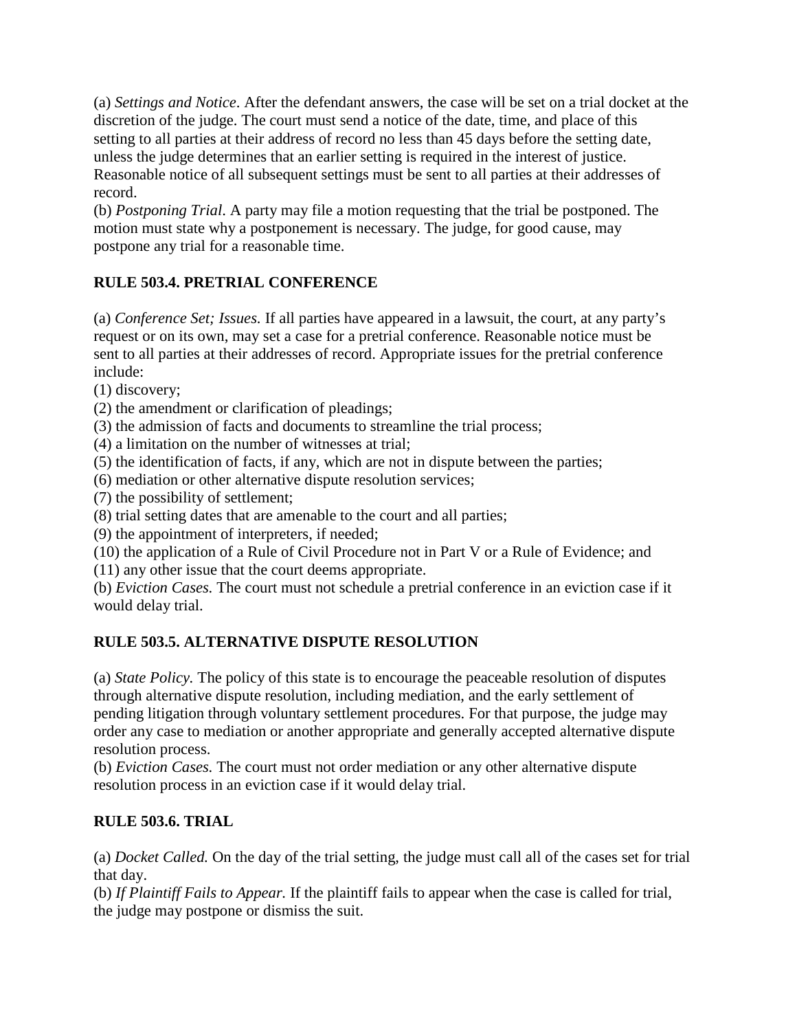(a) *Settings and Notice*. After the defendant answers, the case will be set on a trial docket at the discretion of the judge. The court must send a notice of the date, time, and place of this setting to all parties at their address of record no less than 45 days before the setting date, unless the judge determines that an earlier setting is required in the interest of justice. Reasonable notice of all subsequent settings must be sent to all parties at their addresses of record.

(b) *Postponing Trial*. A party may file a motion requesting that the trial be postponed. The motion must state why a postponement is necessary. The judge, for good cause, may postpone any trial for a reasonable time.

## RULE 503.4. PRETRIAL CONFERENCE

(a) *Conference Set; Issues.* If all parties have appeared in a lawsuit, the court, at any party's request or on its own, may set a case for a pretrial conference. Reasonable notice must be sent to all parties at their addresses of record. Appropriate issues for the pretrial conference include:

(1) discovery;

(2) the amendment or clarification of pleadings;

(3) the admission of facts and documents to streamline the trial process;

(4) a limitation on the number of witnesses at trial;

(5) the identification of facts, if any, which are not in dispute between the parties;

(6) mediation or other alternative dispute resolution services;

(7) the possibility of settlement;

(8) trial setting dates that are amenable to the court and all parties;

(9) the appointment of interpreters, if needed;

(10) the application of a Rule of Civil Procedure not in Part V or a Rule of Evidence; and

(11) any other issue that the court deems appropriate.

(b) *Eviction Cases.* The court must not schedule a pretrial conference in an eviction case if it would delay trial.

## RULE 503.5. ALTERNATIVE DISPUTE RESOLUTION

(a) *State Policy.* The policy of this state is to encourage the peaceable resolution of disputes through alternative dispute resolution, including mediation, and the early settlement of pending litigation through voluntary settlement procedures. For that purpose, the judge may order any case to mediation or another appropriate and generally accepted alternative dispute resolution process.

(b) *Eviction Cases.* The court must not order mediation or any other alternative dispute resolution process in an eviction case if it would delay trial.

## RULE 503.6. TRIAL

(a) *Docket Called.* On the day of the trial setting, the judge must call all of the cases set for trial that day.

(b) *If Plaintiff Fails to Appear.* If the plaintiff fails to appear when the case is called for trial, the judge may postpone or dismiss the suit.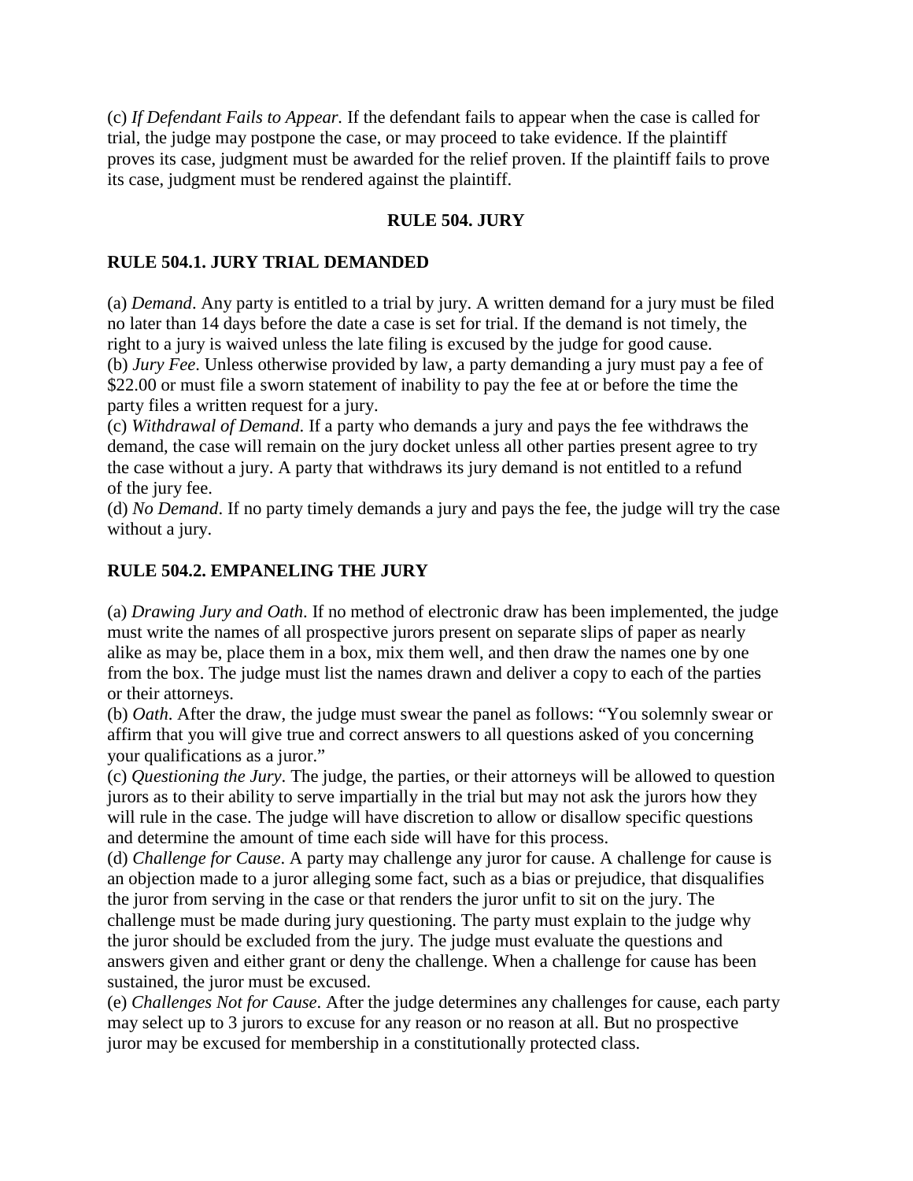(c) *If Defendant Fails to Appear.* If the defendant fails to appear when the case is called for trial, the judge may postpone the case, or may proceed to take evidence. If the plaintiff proves its case, judgment must be awarded for the relief proven. If the plaintiff fails to prove its case, judgment must be rendered against the plaintiff.

## RULE 504. JURY

### RULE 504.1. JURY TRIAL DEMANDED

(a) *Demand*. Any party is entitled to a trial by jury. A written demand for a jury must be filed no later than 14 days before the date a case is set for trial. If the demand is not timely, the right to a jury is waived unless the late filing is excused by the judge for good cause.
(b) *Jury Fee*. Unless otherwise provided by law, a party demanding a jury must pay a fee of $22.00 or must file a sworn statement of inability to pay the fee at or before the time the party files a written request for a jury.
(c) *Withdrawal of Demand*. If a party who demands a jury and pays the fee withdraws the demand, the case will remain on the jury docket unless all other parties present agree to try the case without a jury. A party that withdraws its jury demand is not entitled to a refund of the jury fee.
(d) *No Demand*. If no party timely demands a jury and pays the fee, the judge will try the case without a jury.

### RULE 504.2. EMPANELING THE JURY

(a) *Drawing Jury and Oath*. If no method of electronic draw has been implemented, the judge must write the names of all prospective jurors present on separate slips of paper as nearly alike as may be, place them in a box, mix them well, and then draw the names one by one from the box. The judge must list the names drawn and deliver a copy to each of the parties or their attorneys.
(b) *Oath*. After the draw, the judge must swear the panel as follows: "You solemnly swear or affirm that you will give true and correct answers to all questions asked of you concerning your qualifications as a juror."
(c) *Questioning the Jury*. The judge, the parties, or their attorneys will be allowed to question jurors as to their ability to serve impartially in the trial but may not ask the jurors how they will rule in the case. The judge will have discretion to allow or disallow specific questions and determine the amount of time each side will have for this process.
(d) *Challenge for Cause*. A party may challenge any juror for cause. A challenge for cause is an objection made to a juror alleging some fact, such as a bias or prejudice, that disqualifies the juror from serving in the case or that renders the juror unfit to sit on the jury. The challenge must be made during jury questioning. The party must explain to the judge why the juror should be excluded from the jury. The judge must evaluate the questions and answers given and either grant or deny the challenge. When a challenge for cause has been sustained, the juror must be excused.
(e) *Challenges Not for Cause*. After the judge determines any challenges for cause, each party may select up to 3 jurors to excuse for any reason or no reason at all. But no prospective juror may be excused for membership in a constitutionally protected class.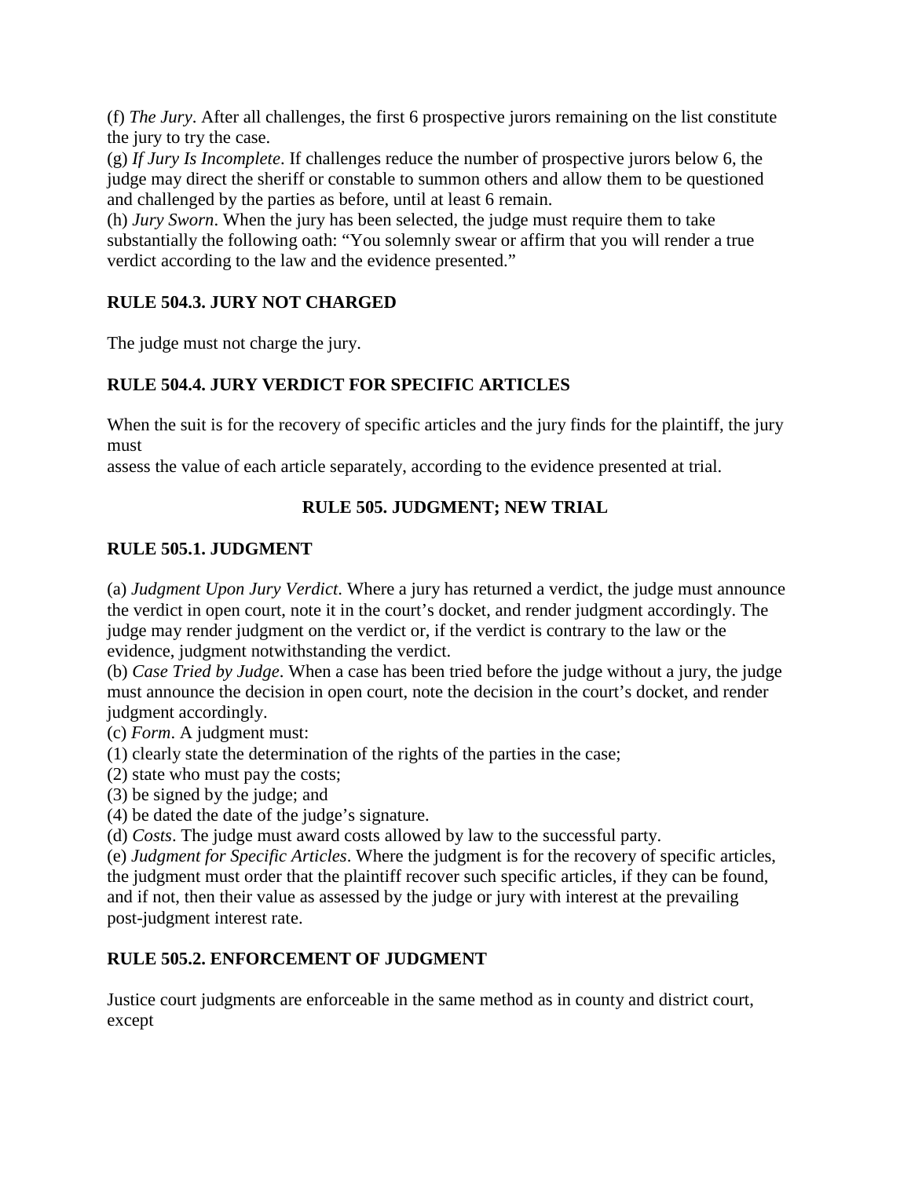(f) *The Jury*. After all challenges, the first 6 prospective jurors remaining on the list constitute the jury to try the case.
(g) *If Jury Is Incomplete*. If challenges reduce the number of prospective jurors below 6, the judge may direct the sheriff or constable to summon others and allow them to be questioned and challenged by the parties as before, until at least 6 remain.
(h) *Jury Sworn*. When the jury has been selected, the judge must require them to take substantially the following oath: "You solemnly swear or affirm that you will render a true verdict according to the law and the evidence presented."

### RULE 504.3. JURY NOT CHARGED

The judge must not charge the jury.

### RULE 504.4. JURY VERDICT FOR SPECIFIC ARTICLES

When the suit is for the recovery of specific articles and the jury finds for the plaintiff, the jury must
assess the value of each article separately, according to the evidence presented at trial.

## RULE 505. JUDGMENT; NEW TRIAL

### RULE 505.1. JUDGMENT

(a) *Judgment Upon Jury Verdict*. Where a jury has returned a verdict, the judge must announce the verdict in open court, note it in the court's docket, and render judgment accordingly. The judge may render judgment on the verdict or, if the verdict is contrary to the law or the evidence, judgment notwithstanding the verdict.
(b) *Case Tried by Judge*. When a case has been tried before the judge without a jury, the judge must announce the decision in open court, note the decision in the court's docket, and render judgment accordingly.
(c) *Form*. A judgment must:
(1) clearly state the determination of the rights of the parties in the case;
(2) state who must pay the costs;
(3) be signed by the judge; and
(4) be dated the date of the judge's signature.
(d) *Costs*. The judge must award costs allowed by law to the successful party.
(e) *Judgment for Specific Articles*. Where the judgment is for the recovery of specific articles, the judgment must order that the plaintiff recover such specific articles, if they can be found, and if not, then their value as assessed by the judge or jury with interest at the prevailing post-judgment interest rate.

### RULE 505.2. ENFORCEMENT OF JUDGMENT

Justice court judgments are enforceable in the same method as in county and district court, except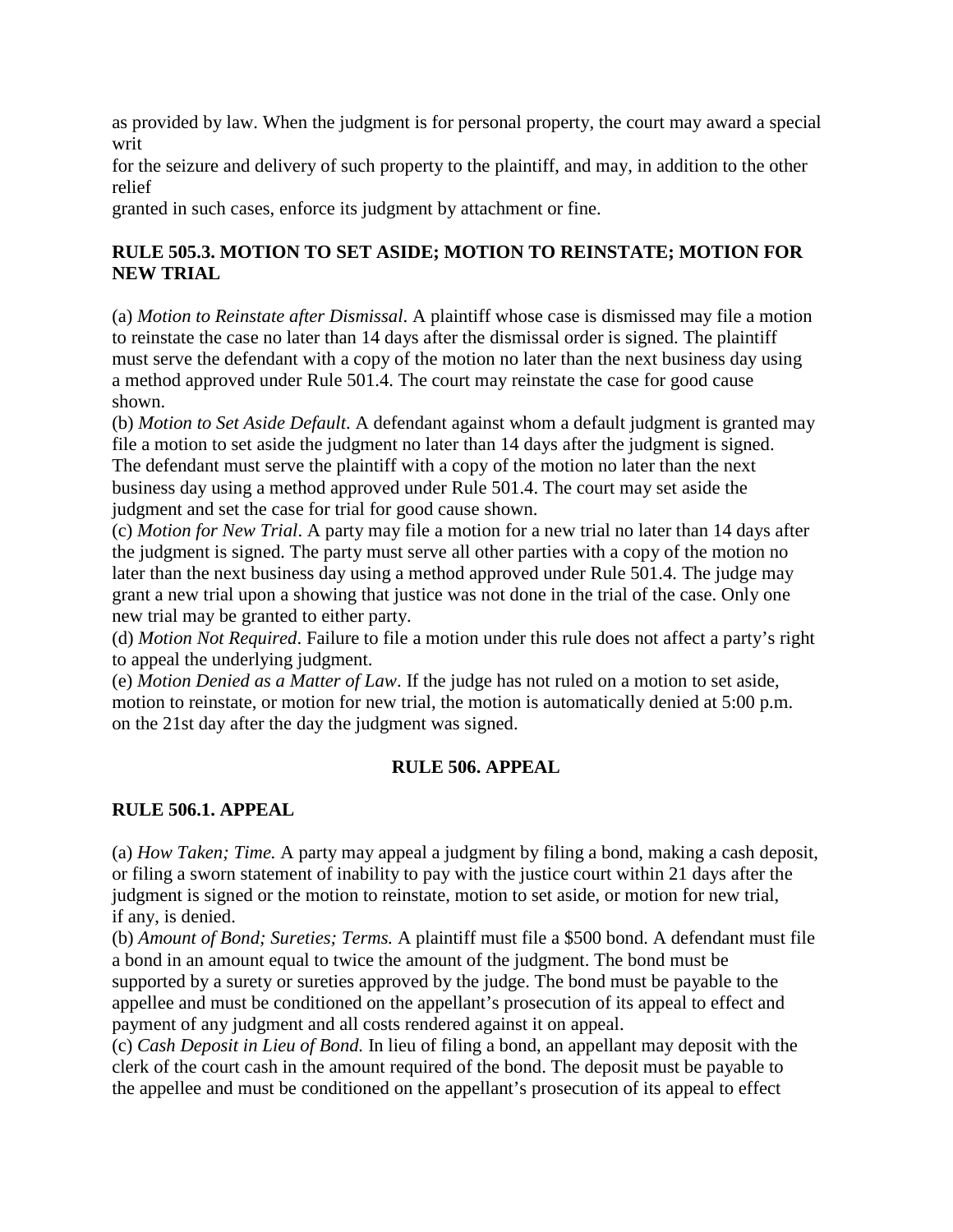as provided by law. When the judgment is for personal property, the court may award a special writ for the seizure and delivery of such property to the plaintiff, and may, in addition to the other relief granted in such cases, enforce its judgment by attachment or fine.

### RULE 505.3. MOTION TO SET ASIDE; MOTION TO REINSTATE; MOTION FOR NEW TRIAL

(a) *Motion to Reinstate after Dismissal*. A plaintiff whose case is dismissed may file a motion to reinstate the case no later than 14 days after the dismissal order is signed. The plaintiff must serve the defendant with a copy of the motion no later than the next business day using a method approved under Rule 501.4. The court may reinstate the case for good cause shown.
(b) *Motion to Set Aside Default*. A defendant against whom a default judgment is granted may file a motion to set aside the judgment no later than 14 days after the judgment is signed. The defendant must serve the plaintiff with a copy of the motion no later than the next business day using a method approved under Rule 501.4. The court may set aside the judgment and set the case for trial for good cause shown.
(c) *Motion for New Trial*. A party may file a motion for a new trial no later than 14 days after the judgment is signed. The party must serve all other parties with a copy of the motion no later than the next business day using a method approved under Rule 501.4. The judge may grant a new trial upon a showing that justice was not done in the trial of the case. Only one new trial may be granted to either party.
(d) *Motion Not Required*. Failure to file a motion under this rule does not affect a party's right to appeal the underlying judgment.
(e) *Motion Denied as a Matter of Law*. If the judge has not ruled on a motion to set aside, motion to reinstate, or motion for new trial, the motion is automatically denied at 5:00 p.m. on the 21st day after the day the judgment was signed.

## RULE 506. APPEAL

### RULE 506.1. APPEAL

(a) *How Taken; Time.* A party may appeal a judgment by filing a bond, making a cash deposit, or filing a sworn statement of inability to pay with the justice court within 21 days after the judgment is signed or the motion to reinstate, motion to set aside, or motion for new trial, if any, is denied.
(b) *Amount of Bond; Sureties; Terms.* A plaintiff must file a $500 bond. A defendant must file a bond in an amount equal to twice the amount of the judgment. The bond must be supported by a surety or sureties approved by the judge. The bond must be payable to the appellee and must be conditioned on the appellant's prosecution of its appeal to effect and payment of any judgment and all costs rendered against it on appeal.
(c) *Cash Deposit in Lieu of Bond.* In lieu of filing a bond, an appellant may deposit with the clerk of the court cash in the amount required of the bond. The deposit must be payable to the appellee and must be conditioned on the appellant's prosecution of its appeal to effect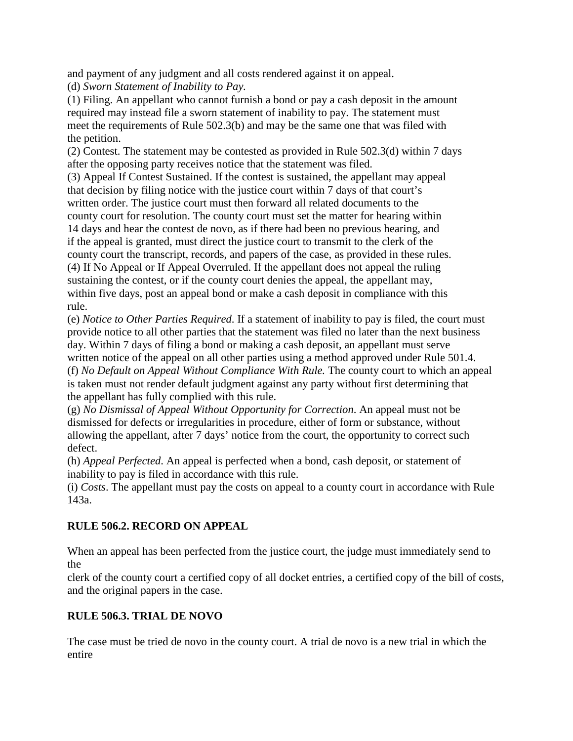and payment of any judgment and all costs rendered against it on appeal.

(d) *Sworn Statement of Inability to Pay.*

(1) Filing. An appellant who cannot furnish a bond or pay a cash deposit in the amount required may instead file a sworn statement of inability to pay. The statement must meet the requirements of Rule 502.3(b) and may be the same one that was filed with the petition.

(2) Contest. The statement may be contested as provided in Rule 502.3(d) within 7 days after the opposing party receives notice that the statement was filed.

(3) Appeal If Contest Sustained. If the contest is sustained, the appellant may appeal that decision by filing notice with the justice court within 7 days of that court's written order. The justice court must then forward all related documents to the county court for resolution. The county court must set the matter for hearing within 14 days and hear the contest de novo, as if there had been no previous hearing, and if the appeal is granted, must direct the justice court to transmit to the clerk of the county court the transcript, records, and papers of the case, as provided in these rules.

(4) If No Appeal or If Appeal Overruled. If the appellant does not appeal the ruling sustaining the contest, or if the county court denies the appeal, the appellant may, within five days, post an appeal bond or make a cash deposit in compliance with this rule.

(e) *Notice to Other Parties Required*. If a statement of inability to pay is filed, the court must provide notice to all other parties that the statement was filed no later than the next business day. Within 7 days of filing a bond or making a cash deposit, an appellant must serve written notice of the appeal on all other parties using a method approved under Rule 501.4.

(f) *No Default on Appeal Without Compliance With Rule.* The county court to which an appeal is taken must not render default judgment against any party without first determining that the appellant has fully complied with this rule.

(g) *No Dismissal of Appeal Without Opportunity for Correction*. An appeal must not be dismissed for defects or irregularities in procedure, either of form or substance, without allowing the appellant, after 7 days' notice from the court, the opportunity to correct such defect.

(h) *Appeal Perfected.* An appeal is perfected when a bond, cash deposit, or statement of inability to pay is filed in accordance with this rule.

(i) *Costs*. The appellant must pay the costs on appeal to a county court in accordance with Rule 143a.

**RULE 506.2. RECORD ON APPEAL**

When an appeal has been perfected from the justice court, the judge must immediately send to the clerk of the county court a certified copy of all docket entries, a certified copy of the bill of costs, and the original papers in the case.

**RULE 506.3. TRIAL DE NOVO**

The case must be tried de novo in the county court. A trial de novo is a new trial in which the entire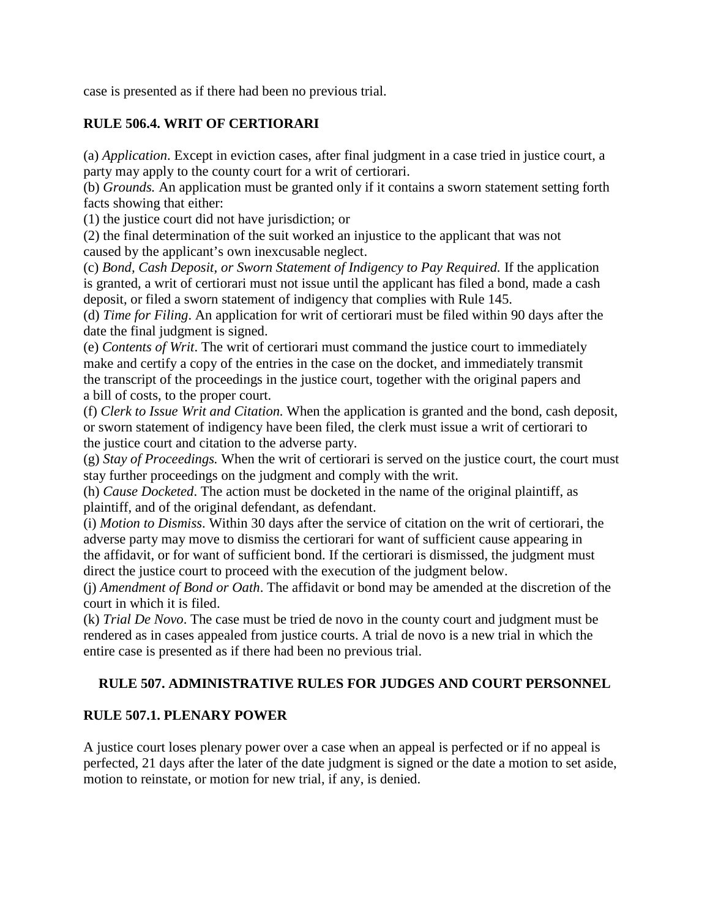case is presented as if there had been no previous trial.

## RULE 506.4. WRIT OF CERTIORARI

(a) *Application*. Except in eviction cases, after final judgment in a case tried in justice court, a party may apply to the county court for a writ of certiorari.

(b) *Grounds.* An application must be granted only if it contains a sworn statement setting forth facts showing that either:

(1) the justice court did not have jurisdiction; or

(2) the final determination of the suit worked an injustice to the applicant that was not caused by the applicant's own inexcusable neglect.

(c) *Bond, Cash Deposit, or Sworn Statement of Indigency to Pay Required.* If the application is granted, a writ of certiorari must not issue until the applicant has filed a bond, made a cash deposit, or filed a sworn statement of indigency that complies with Rule 145.

(d) *Time for Filing*. An application for writ of certiorari must be filed within 90 days after the date the final judgment is signed.

(e) *Contents of Writ*. The writ of certiorari must command the justice court to immediately make and certify a copy of the entries in the case on the docket, and immediately transmit the transcript of the proceedings in the justice court, together with the original papers and a bill of costs, to the proper court.

(f) *Clerk to Issue Writ and Citation.* When the application is granted and the bond, cash deposit, or sworn statement of indigency have been filed, the clerk must issue a writ of certiorari to the justice court and citation to the adverse party.

(g) *Stay of Proceedings.* When the writ of certiorari is served on the justice court, the court must stay further proceedings on the judgment and comply with the writ.

(h) *Cause Docketed*. The action must be docketed in the name of the original plaintiff, as plaintiff, and of the original defendant, as defendant.

(i) *Motion to Dismiss*. Within 30 days after the service of citation on the writ of certiorari, the adverse party may move to dismiss the certiorari for want of sufficient cause appearing in the affidavit, or for want of sufficient bond. If the certiorari is dismissed, the judgment must direct the justice court to proceed with the execution of the judgment below.

(j) *Amendment of Bond or Oath*. The affidavit or bond may be amended at the discretion of the court in which it is filed.

(k) *Trial De Novo*. The case must be tried de novo in the county court and judgment must be rendered as in cases appealed from justice courts. A trial de novo is a new trial in which the entire case is presented as if there had been no previous trial.

# RULE 507. ADMINISTRATIVE RULES FOR JUDGES AND COURT PERSONNEL

## RULE 507.1. PLENARY POWER

A justice court loses plenary power over a case when an appeal is perfected or if no appeal is perfected, 21 days after the later of the date judgment is signed or the date a motion to set aside, motion to reinstate, or motion for new trial, if any, is denied.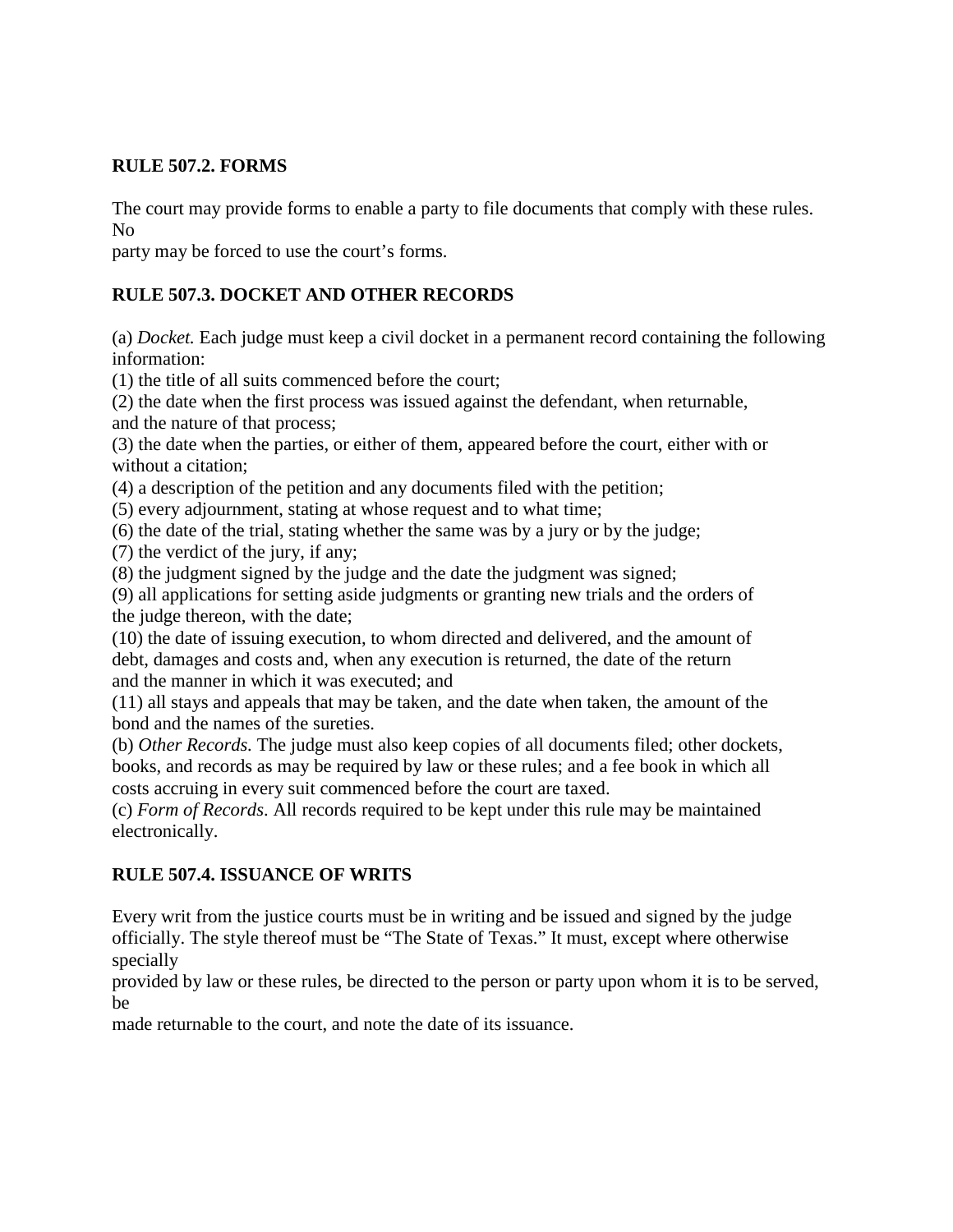**RULE 507.2. FORMS**

The court may provide forms to enable a party to file documents that comply with these rules. No party may be forced to use the court's forms.

**RULE 507.3. DOCKET AND OTHER RECORDS**

(a) *Docket.* Each judge must keep a civil docket in a permanent record containing the following information:

(1) the title of all suits commenced before the court;

(2) the date when the first process was issued against the defendant, when returnable, and the nature of that process;

(3) the date when the parties, or either of them, appeared before the court, either with or without a citation;

(4) a description of the petition and any documents filed with the petition;

(5) every adjournment, stating at whose request and to what time;

(6) the date of the trial, stating whether the same was by a jury or by the judge;

(7) the verdict of the jury, if any;

(8) the judgment signed by the judge and the date the judgment was signed;

(9) all applications for setting aside judgments or granting new trials and the orders of the judge thereon, with the date;

(10) the date of issuing execution, to whom directed and delivered, and the amount of debt, damages and costs and, when any execution is returned, the date of the return and the manner in which it was executed; and

(11) all stays and appeals that may be taken, and the date when taken, the amount of the bond and the names of the sureties.

(b) *Other Records.* The judge must also keep copies of all documents filed; other dockets, books, and records as may be required by law or these rules; and a fee book in which all costs accruing in every suit commenced before the court are taxed.

(c) *Form of Records*. All records required to be kept under this rule may be maintained electronically.

**RULE 507.4. ISSUANCE OF WRITS**

Every writ from the justice courts must be in writing and be issued and signed by the judge officially. The style thereof must be "The State of Texas." It must, except where otherwise specially provided by law or these rules, be directed to the person or party upon whom it is to be served, be made returnable to the court, and note the date of its issuance.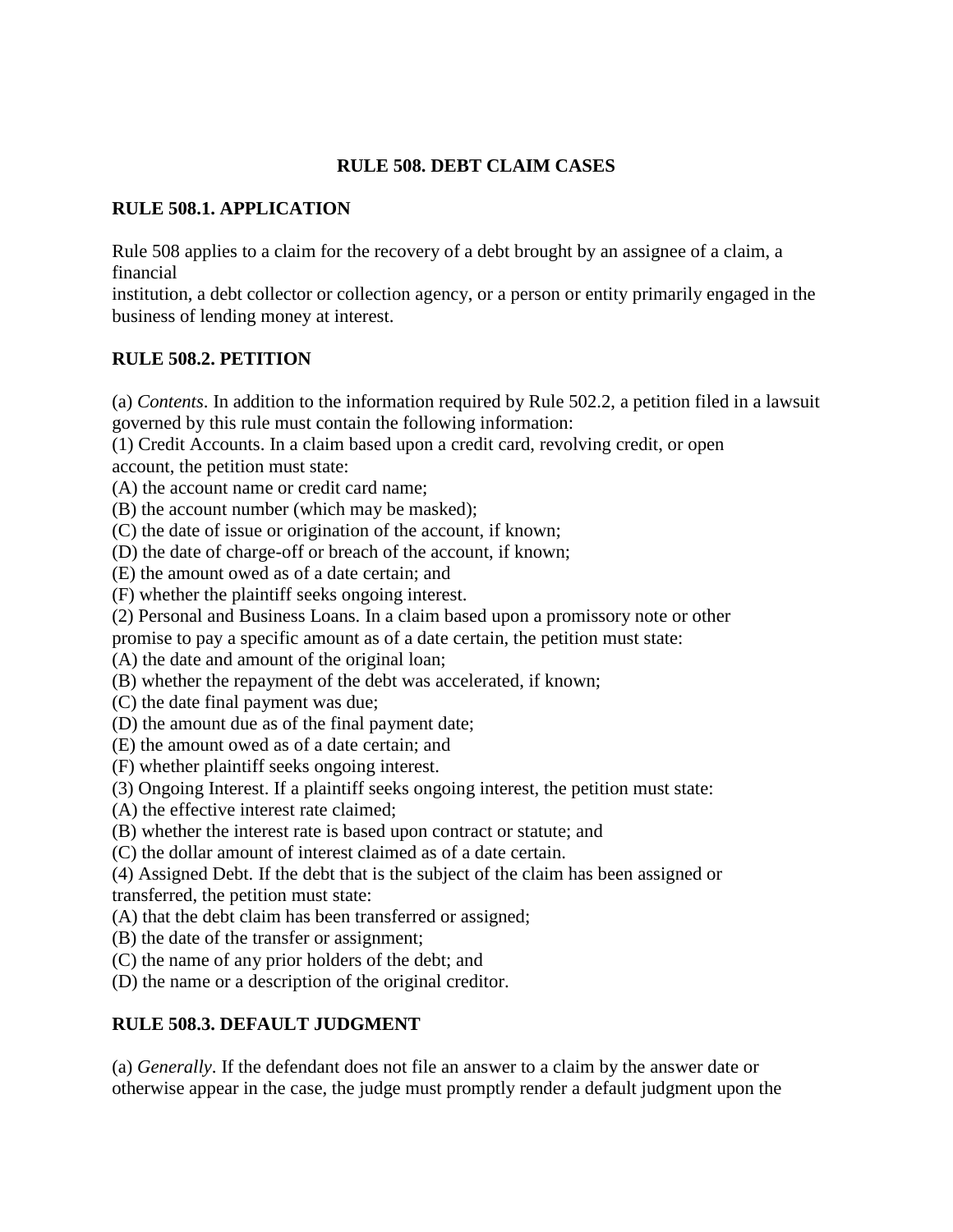## RULE 508. DEBT CLAIM CASES

### RULE 508.1. APPLICATION

Rule 508 applies to a claim for the recovery of a debt brought by an assignee of a claim, a financial institution, a debt collector or collection agency, or a person or entity primarily engaged in the business of lending money at interest.

### RULE 508.2. PETITION

(a) *Contents*. In addition to the information required by Rule 502.2, a petition filed in a lawsuit governed by this rule must contain the following information:

(1) Credit Accounts. In a claim based upon a credit card, revolving credit, or open account, the petition must state:

(A) the account name or credit card name;

(B) the account number (which may be masked);

(C) the date of issue or origination of the account, if known;

(D) the date of charge-off or breach of the account, if known;

(E) the amount owed as of a date certain; and

(F) whether the plaintiff seeks ongoing interest.

(2) Personal and Business Loans. In a claim based upon a promissory note or other promise to pay a specific amount as of a date certain, the petition must state:

(A) the date and amount of the original loan;

(B) whether the repayment of the debt was accelerated, if known;

(C) the date final payment was due;

(D) the amount due as of the final payment date;

(E) the amount owed as of a date certain; and

(F) whether plaintiff seeks ongoing interest.

(3) Ongoing Interest. If a plaintiff seeks ongoing interest, the petition must state:

(A) the effective interest rate claimed;

(B) whether the interest rate is based upon contract or statute; and

(C) the dollar amount of interest claimed as of a date certain.

(4) Assigned Debt. If the debt that is the subject of the claim has been assigned or transferred, the petition must state:

(A) that the debt claim has been transferred or assigned;

(B) the date of the transfer or assignment;

(C) the name of any prior holders of the debt; and

(D) the name or a description of the original creditor.

### RULE 508.3. DEFAULT JUDGMENT

(a) *Generally*. If the defendant does not file an answer to a claim by the answer date or otherwise appear in the case, the judge must promptly render a default judgment upon the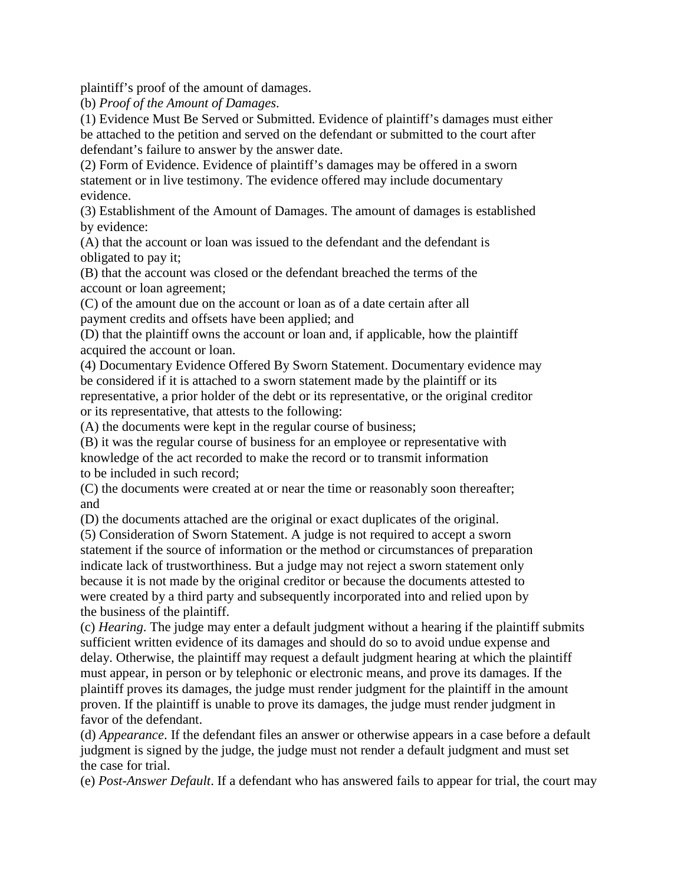plaintiff's proof of the amount of damages.

(b) *Proof of the Amount of Damages*.

(1) Evidence Must Be Served or Submitted. Evidence of plaintiff's damages must either be attached to the petition and served on the defendant or submitted to the court after defendant's failure to answer by the answer date.

(2) Form of Evidence. Evidence of plaintiff's damages may be offered in a sworn statement or in live testimony. The evidence offered may include documentary evidence.

(3) Establishment of the Amount of Damages. The amount of damages is established by evidence:

(A) that the account or loan was issued to the defendant and the defendant is obligated to pay it;

(B) that the account was closed or the defendant breached the terms of the account or loan agreement;

(C) of the amount due on the account or loan as of a date certain after all payment credits and offsets have been applied; and

(D) that the plaintiff owns the account or loan and, if applicable, how the plaintiff acquired the account or loan.

(4) Documentary Evidence Offered By Sworn Statement. Documentary evidence may be considered if it is attached to a sworn statement made by the plaintiff or its representative, a prior holder of the debt or its representative, or the original creditor or its representative, that attests to the following:

(A) the documents were kept in the regular course of business;

(B) it was the regular course of business for an employee or representative with knowledge of the act recorded to make the record or to transmit information to be included in such record;

(C) the documents were created at or near the time or reasonably soon thereafter; and

(D) the documents attached are the original or exact duplicates of the original.

(5) Consideration of Sworn Statement. A judge is not required to accept a sworn statement if the source of information or the method or circumstances of preparation indicate lack of trustworthiness. But a judge may not reject a sworn statement only because it is not made by the original creditor or because the documents attested to were created by a third party and subsequently incorporated into and relied upon by the business of the plaintiff.

(c) *Hearing*. The judge may enter a default judgment without a hearing if the plaintiff submits sufficient written evidence of its damages and should do so to avoid undue expense and delay. Otherwise, the plaintiff may request a default judgment hearing at which the plaintiff must appear, in person or by telephonic or electronic means, and prove its damages. If the plaintiff proves its damages, the judge must render judgment for the plaintiff in the amount proven. If the plaintiff is unable to prove its damages, the judge must render judgment in favor of the defendant.

(d) *Appearance*. If the defendant files an answer or otherwise appears in a case before a default judgment is signed by the judge, the judge must not render a default judgment and must set the case for trial.

(e) *Post-Answer Default*. If a defendant who has answered fails to appear for trial, the court may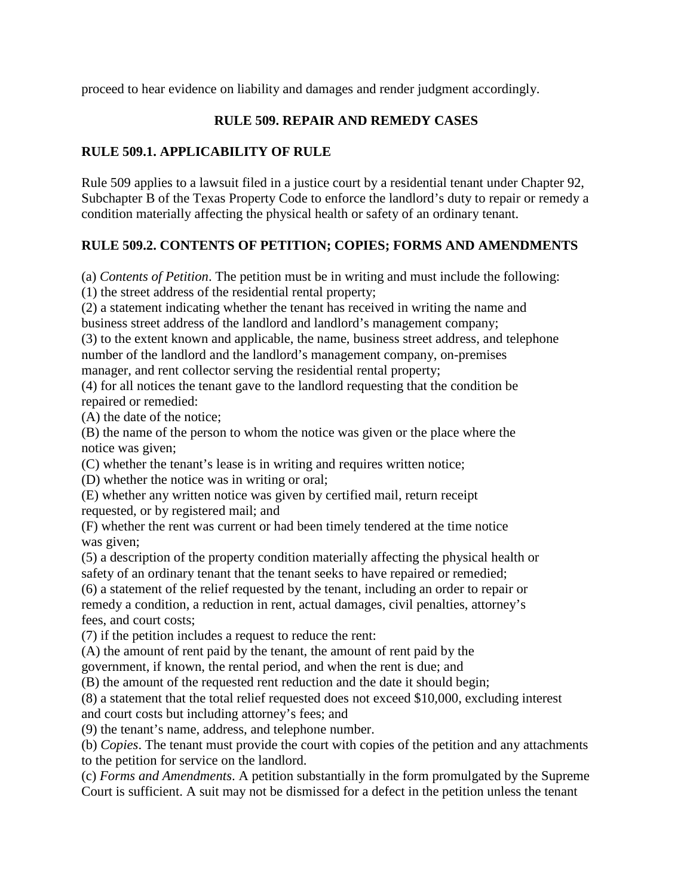proceed to hear evidence on liability and damages and render judgment accordingly.

## RULE 509. REPAIR AND REMEDY CASES

### RULE 509.1. APPLICABILITY OF RULE

Rule 509 applies to a lawsuit filed in a justice court by a residential tenant under Chapter 92, Subchapter B of the Texas Property Code to enforce the landlord's duty to repair or remedy a condition materially affecting the physical health or safety of an ordinary tenant.

### RULE 509.2. CONTENTS OF PETITION; COPIES; FORMS AND AMENDMENTS

(a) *Contents of Petition*. The petition must be in writing and must include the following:
(1) the street address of the residential rental property;
(2) a statement indicating whether the tenant has received in writing the name and business street address of the landlord and landlord's management company;
(3) to the extent known and applicable, the name, business street address, and telephone number of the landlord and the landlord's management company, on-premises manager, and rent collector serving the residential rental property;
(4) for all notices the tenant gave to the landlord requesting that the condition be repaired or remedied:
(A) the date of the notice;
(B) the name of the person to whom the notice was given or the place where the notice was given;
(C) whether the tenant's lease is in writing and requires written notice;
(D) whether the notice was in writing or oral;
(E) whether any written notice was given by certified mail, return receipt requested, or by registered mail; and
(F) whether the rent was current or had been timely tendered at the time notice was given;
(5) a description of the property condition materially affecting the physical health or safety of an ordinary tenant that the tenant seeks to have repaired or remedied;
(6) a statement of the relief requested by the tenant, including an order to repair or remedy a condition, a reduction in rent, actual damages, civil penalties, attorney's fees, and court costs;
(7) if the petition includes a request to reduce the rent:
(A) the amount of rent paid by the tenant, the amount of rent paid by the government, if known, the rental period, and when the rent is due; and
(B) the amount of the requested rent reduction and the date it should begin;
(8) a statement that the total relief requested does not exceed $10,000, excluding interest and court costs but including attorney's fees; and
(9) the tenant's name, address, and telephone number.
(b) *Copies*. The tenant must provide the court with copies of the petition and any attachments to the petition for service on the landlord.
(c) *Forms and Amendments*. A petition substantially in the form promulgated by the Supreme Court is sufficient. A suit may not be dismissed for a defect in the petition unless the tenant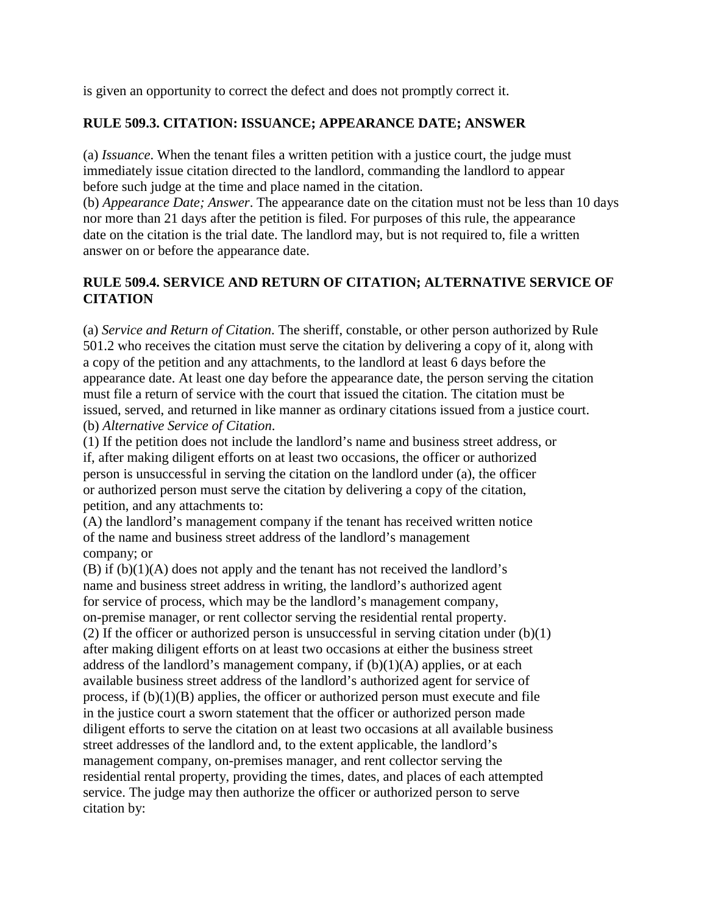is given an opportunity to correct the defect and does not promptly correct it.

### RULE 509.3. CITATION: ISSUANCE; APPEARANCE DATE; ANSWER

(a) *Issuance*. When the tenant files a written petition with a justice court, the judge must immediately issue citation directed to the landlord, commanding the landlord to appear before such judge at the time and place named in the citation.
(b) *Appearance Date; Answer*. The appearance date on the citation must not be less than 10 days nor more than 21 days after the petition is filed. For purposes of this rule, the appearance date on the citation is the trial date. The landlord may, but is not required to, file a written answer on or before the appearance date.

### RULE 509.4. SERVICE AND RETURN OF CITATION; ALTERNATIVE SERVICE OF CITATION

(a) *Service and Return of Citation.* The sheriff, constable, or other person authorized by Rule 501.2 who receives the citation must serve the citation by delivering a copy of it, along with a copy of the petition and any attachments, to the landlord at least 6 days before the appearance date. At least one day before the appearance date, the person serving the citation must file a return of service with the court that issued the citation. The citation must be issued, served, and returned in like manner as ordinary citations issued from a justice court.
(b) *Alternative Service of Citation*.
(1) If the petition does not include the landlord's name and business street address, or if, after making diligent efforts on at least two occasions, the officer or authorized person is unsuccessful in serving the citation on the landlord under (a), the officer or authorized person must serve the citation by delivering a copy of the citation, petition, and any attachments to:
(A) the landlord's management company if the tenant has received written notice of the name and business street address of the landlord's management company; or
(B) if (b)(1)(A) does not apply and the tenant has not received the landlord's name and business street address in writing, the landlord's authorized agent for service of process, which may be the landlord's management company, on-premise manager, or rent collector serving the residential rental property.
(2) If the officer or authorized person is unsuccessful in serving citation under (b)(1) after making diligent efforts on at least two occasions at either the business street address of the landlord's management company, if (b)(1)(A) applies, or at each available business street address of the landlord's authorized agent for service of process, if (b)(1)(B) applies, the officer or authorized person must execute and file in the justice court a sworn statement that the officer or authorized person made diligent efforts to serve the citation on at least two occasions at all available business street addresses of the landlord and, to the extent applicable, the landlord's management company, on-premises manager, and rent collector serving the residential rental property, providing the times, dates, and places of each attempted service. The judge may then authorize the officer or authorized person to serve citation by: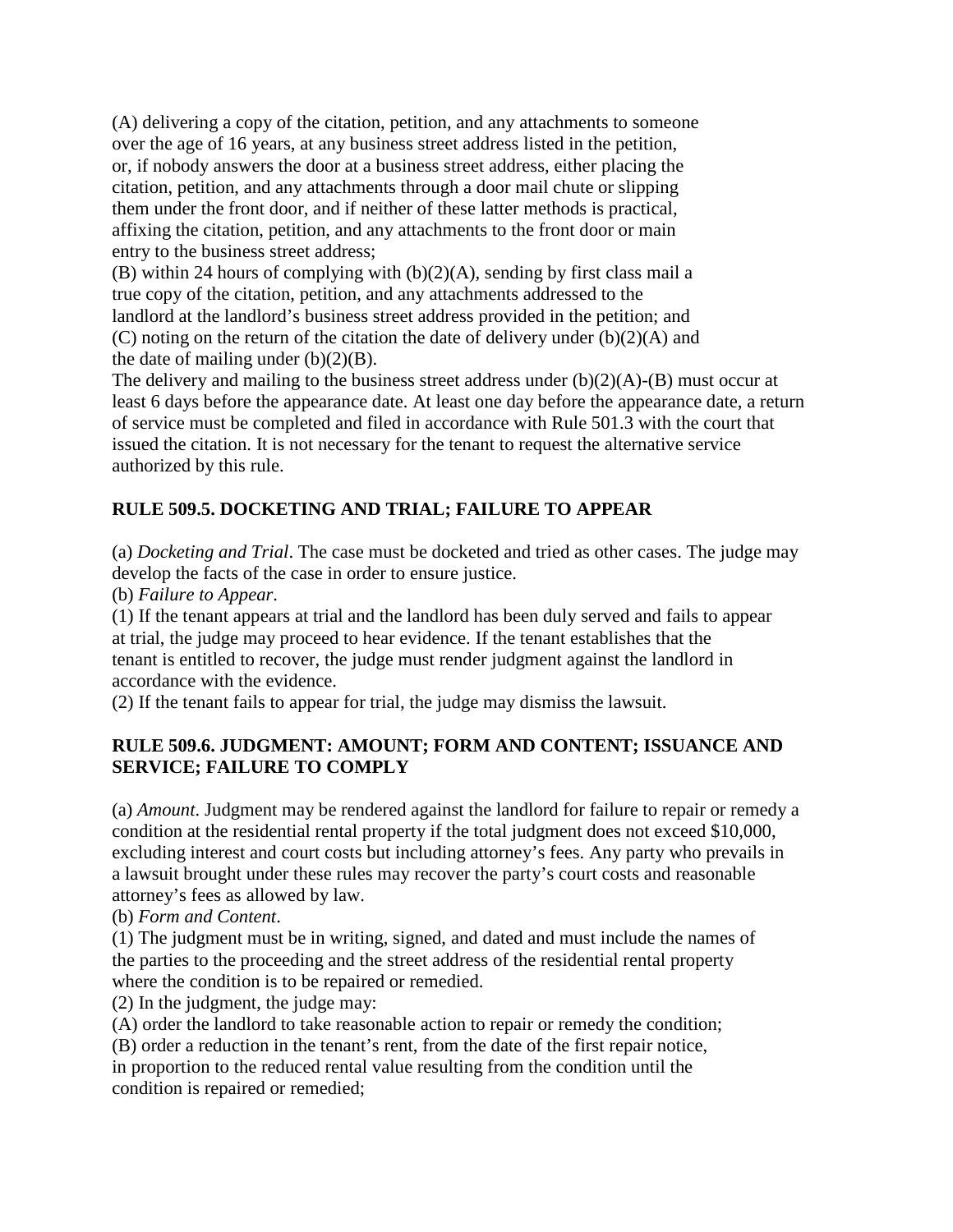(A) delivering a copy of the citation, petition, and any attachments to someone over the age of 16 years, at any business street address listed in the petition, or, if nobody answers the door at a business street address, either placing the citation, petition, and any attachments through a door mail chute or slipping them under the front door, and if neither of these latter methods is practical, affixing the citation, petition, and any attachments to the front door or main entry to the business street address;

(B) within 24 hours of complying with (b)(2)(A), sending by first class mail a true copy of the citation, petition, and any attachments addressed to the landlord at the landlord's business street address provided in the petition; and

(C) noting on the return of the citation the date of delivery under (b)(2)(A) and the date of mailing under (b)(2)(B).

The delivery and mailing to the business street address under (b)(2)(A)-(B) must occur at least 6 days before the appearance date. At least one day before the appearance date, a return of service must be completed and filed in accordance with Rule 501.3 with the court that issued the citation. It is not necessary for the tenant to request the alternative service authorized by this rule.

## RULE 509.5. DOCKETING AND TRIAL; FAILURE TO APPEAR

(a) *Docketing and Trial*. The case must be docketed and tried as other cases. The judge may develop the facts of the case in order to ensure justice.

(b) *Failure to Appear*.

(1) If the tenant appears at trial and the landlord has been duly served and fails to appear at trial, the judge may proceed to hear evidence. If the tenant establishes that the tenant is entitled to recover, the judge must render judgment against the landlord in accordance with the evidence.

(2) If the tenant fails to appear for trial, the judge may dismiss the lawsuit.

## RULE 509.6. JUDGMENT: AMOUNT; FORM AND CONTENT; ISSUANCE AND SERVICE; FAILURE TO COMPLY

(a) *Amount*. Judgment may be rendered against the landlord for failure to repair or remedy a condition at the residential rental property if the total judgment does not exceed $10,000, excluding interest and court costs but including attorney's fees. Any party who prevails in a lawsuit brought under these rules may recover the party's court costs and reasonable attorney's fees as allowed by law.

(b) *Form and Content*.

(1) The judgment must be in writing, signed, and dated and must include the names of the parties to the proceeding and the street address of the residential rental property where the condition is to be repaired or remedied.

(2) In the judgment, the judge may:

(A) order the landlord to take reasonable action to repair or remedy the condition;

(B) order a reduction in the tenant's rent, from the date of the first repair notice, in proportion to the reduced rental value resulting from the condition until the condition is repaired or remedied;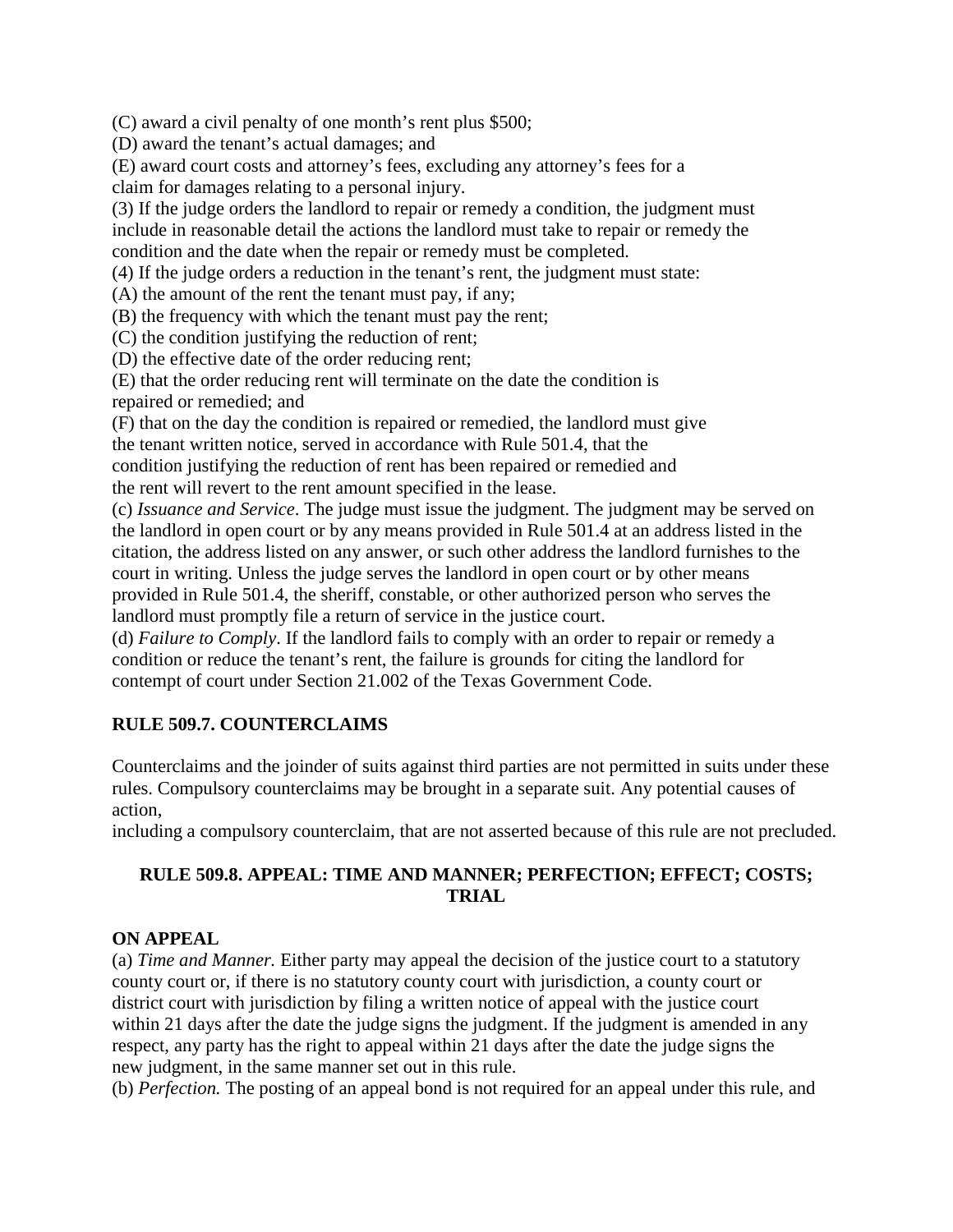(C) award a civil penalty of one month's rent plus $500;
(D) award the tenant's actual damages; and
(E) award court costs and attorney's fees, excluding any attorney's fees for a claim for damages relating to a personal injury.
(3) If the judge orders the landlord to repair or remedy a condition, the judgment must include in reasonable detail the actions the landlord must take to repair or remedy the condition and the date when the repair or remedy must be completed.
(4) If the judge orders a reduction in the tenant's rent, the judgment must state:
(A) the amount of the rent the tenant must pay, if any;
(B) the frequency with which the tenant must pay the rent;
(C) the condition justifying the reduction of rent;
(D) the effective date of the order reducing rent;
(E) that the order reducing rent will terminate on the date the condition is repaired or remedied; and
(F) that on the day the condition is repaired or remedied, the landlord must give the tenant written notice, served in accordance with Rule 501.4, that the condition justifying the reduction of rent has been repaired or remedied and the rent will revert to the rent amount specified in the lease.
(c) *Issuance and Service*. The judge must issue the judgment. The judgment may be served on the landlord in open court or by any means provided in Rule 501.4 at an address listed in the citation, the address listed on any answer, or such other address the landlord furnishes to the court in writing. Unless the judge serves the landlord in open court or by other means provided in Rule 501.4, the sheriff, constable, or other authorized person who serves the landlord must promptly file a return of service in the justice court.
(d) *Failure to Comply*. If the landlord fails to comply with an order to repair or remedy a condition or reduce the tenant's rent, the failure is grounds for citing the landlord for contempt of court under Section 21.002 of the Texas Government Code.

## RULE 509.7. COUNTERCLAIMS

Counterclaims and the joinder of suits against third parties are not permitted in suits under these rules. Compulsory counterclaims may be brought in a separate suit. Any potential causes of action,
including a compulsory counterclaim, that are not asserted because of this rule are not precluded.

## RULE 509.8. APPEAL: TIME AND MANNER; PERFECTION; EFFECT; COSTS; TRIAL

**ON APPEAL**

(a) *Time and Manner.* Either party may appeal the decision of the justice court to a statutory county court or, if there is no statutory county court with jurisdiction, a county court or district court with jurisdiction by filing a written notice of appeal with the justice court within 21 days after the date the judge signs the judgment. If the judgment is amended in any respect, any party has the right to appeal within 21 days after the date the judge signs the new judgment, in the same manner set out in this rule.
(b) *Perfection.* The posting of an appeal bond is not required for an appeal under this rule, and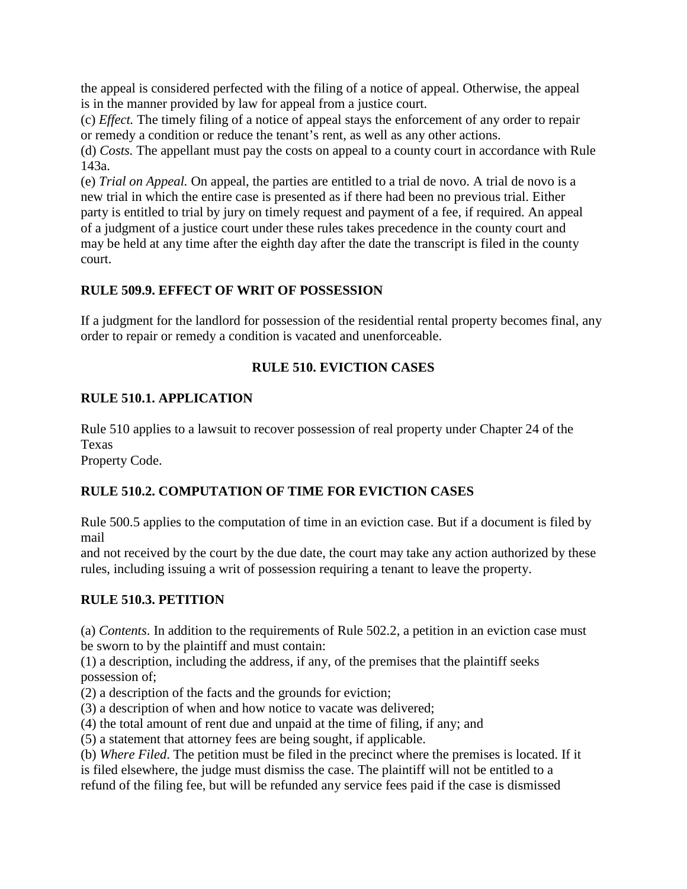the appeal is considered perfected with the filing of a notice of appeal. Otherwise, the appeal is in the manner provided by law for appeal from a justice court.

(c) *Effect.* The timely filing of a notice of appeal stays the enforcement of any order to repair or remedy a condition or reduce the tenant's rent, as well as any other actions.

(d) *Costs.* The appellant must pay the costs on appeal to a county court in accordance with Rule 143a.

(e) *Trial on Appeal.* On appeal, the parties are entitled to a trial de novo. A trial de novo is a new trial in which the entire case is presented as if there had been no previous trial. Either party is entitled to trial by jury on timely request and payment of a fee, if required. An appeal of a judgment of a justice court under these rules takes precedence in the county court and may be held at any time after the eighth day after the date the transcript is filed in the county court.

**RULE 509.9. EFFECT OF WRIT OF POSSESSION**

If a judgment for the landlord for possession of the residential rental property becomes final, any order to repair or remedy a condition is vacated and unenforceable.

## RULE 510. EVICTION CASES

**RULE 510.1. APPLICATION**

Rule 510 applies to a lawsuit to recover possession of real property under Chapter 24 of the Texas
Property Code.

**RULE 510.2. COMPUTATION OF TIME FOR EVICTION CASES**

Rule 500.5 applies to the computation of time in an eviction case. But if a document is filed by mail
and not received by the court by the due date, the court may take any action authorized by these rules, including issuing a writ of possession requiring a tenant to leave the property.

**RULE 510.3. PETITION**

(a) *Contents*. In addition to the requirements of Rule 502.2, a petition in an eviction case must be sworn to by the plaintiff and must contain:

(1) a description, including the address, if any, of the premises that the plaintiff seeks possession of;

(2) a description of the facts and the grounds for eviction;

(3) a description of when and how notice to vacate was delivered;

(4) the total amount of rent due and unpaid at the time of filing, if any; and

(5) a statement that attorney fees are being sought, if applicable.

(b) *Where Filed*. The petition must be filed in the precinct where the premises is located. If it is filed elsewhere, the judge must dismiss the case. The plaintiff will not be entitled to a refund of the filing fee, but will be refunded any service fees paid if the case is dismissed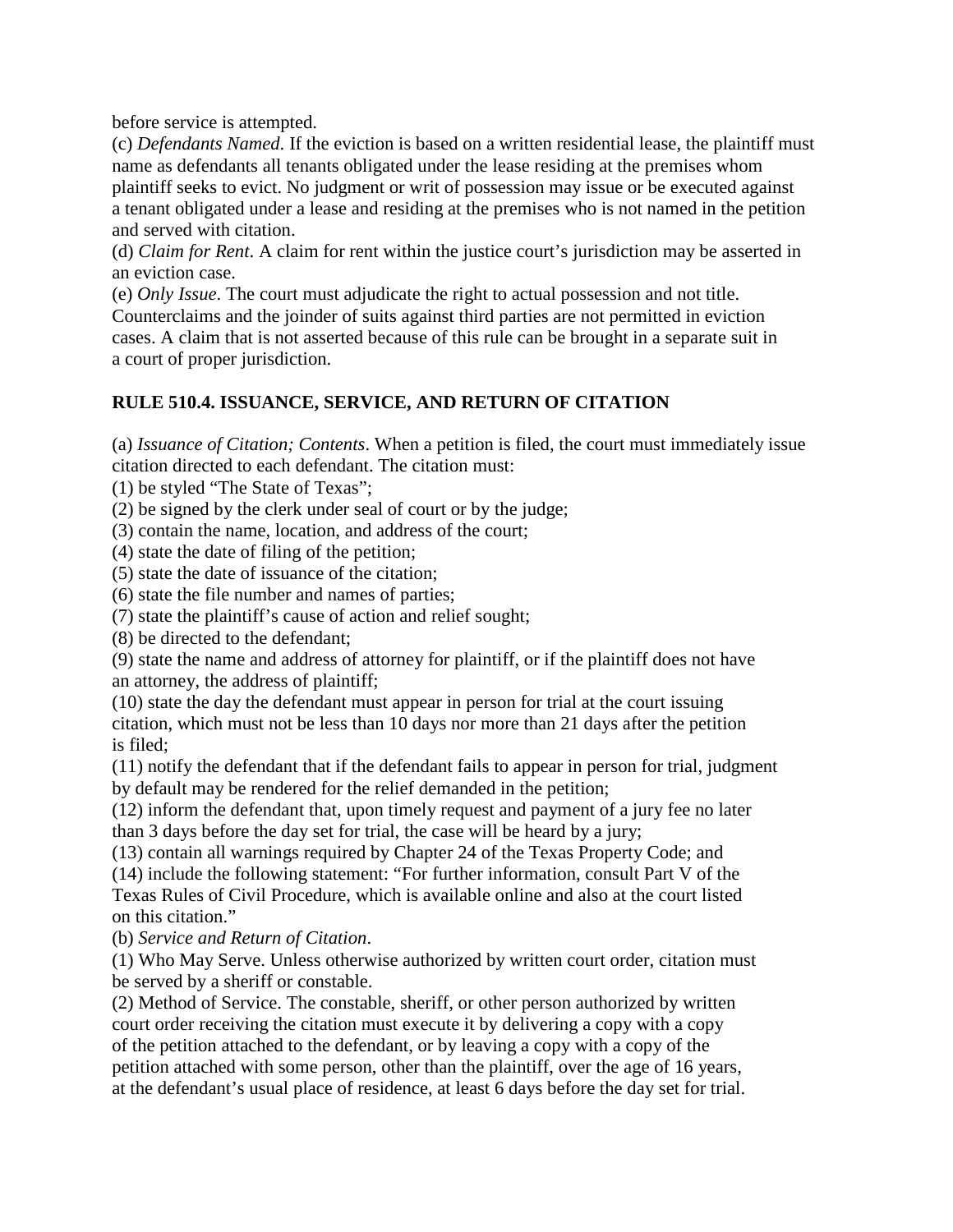before service is attempted.

(c) *Defendants Named*. If the eviction is based on a written residential lease, the plaintiff must name as defendants all tenants obligated under the lease residing at the premises whom plaintiff seeks to evict. No judgment or writ of possession may issue or be executed against a tenant obligated under a lease and residing at the premises who is not named in the petition and served with citation.

(d) *Claim for Rent*. A claim for rent within the justice court's jurisdiction may be asserted in an eviction case.

(e) *Only Issue*. The court must adjudicate the right to actual possession and not title. Counterclaims and the joinder of suits against third parties are not permitted in eviction cases. A claim that is not asserted because of this rule can be brought in a separate suit in a court of proper jurisdiction.

**RULE 510.4. ISSUANCE, SERVICE, AND RETURN OF CITATION**

(a) *Issuance of Citation; Contents*. When a petition is filed, the court must immediately issue citation directed to each defendant. The citation must:

(1) be styled "The State of Texas";

(2) be signed by the clerk under seal of court or by the judge;

(3) contain the name, location, and address of the court;

(4) state the date of filing of the petition;

(5) state the date of issuance of the citation;

(6) state the file number and names of parties;

(7) state the plaintiff's cause of action and relief sought;

(8) be directed to the defendant;

(9) state the name and address of attorney for plaintiff, or if the plaintiff does not have an attorney, the address of plaintiff;

(10) state the day the defendant must appear in person for trial at the court issuing citation, which must not be less than 10 days nor more than 21 days after the petition is filed;

(11) notify the defendant that if the defendant fails to appear in person for trial, judgment by default may be rendered for the relief demanded in the petition;

(12) inform the defendant that, upon timely request and payment of a jury fee no later than 3 days before the day set for trial, the case will be heard by a jury;

(13) contain all warnings required by Chapter 24 of the Texas Property Code; and

(14) include the following statement: "For further information, consult Part V of the Texas Rules of Civil Procedure, which is available online and also at the court listed on this citation."

(b) *Service and Return of Citation*.

(1) Who May Serve. Unless otherwise authorized by written court order, citation must be served by a sheriff or constable.

(2) Method of Service. The constable, sheriff, or other person authorized by written court order receiving the citation must execute it by delivering a copy with a copy of the petition attached to the defendant, or by leaving a copy with a copy of the petition attached with some person, other than the plaintiff, over the age of 16 years, at the defendant's usual place of residence, at least 6 days before the day set for trial.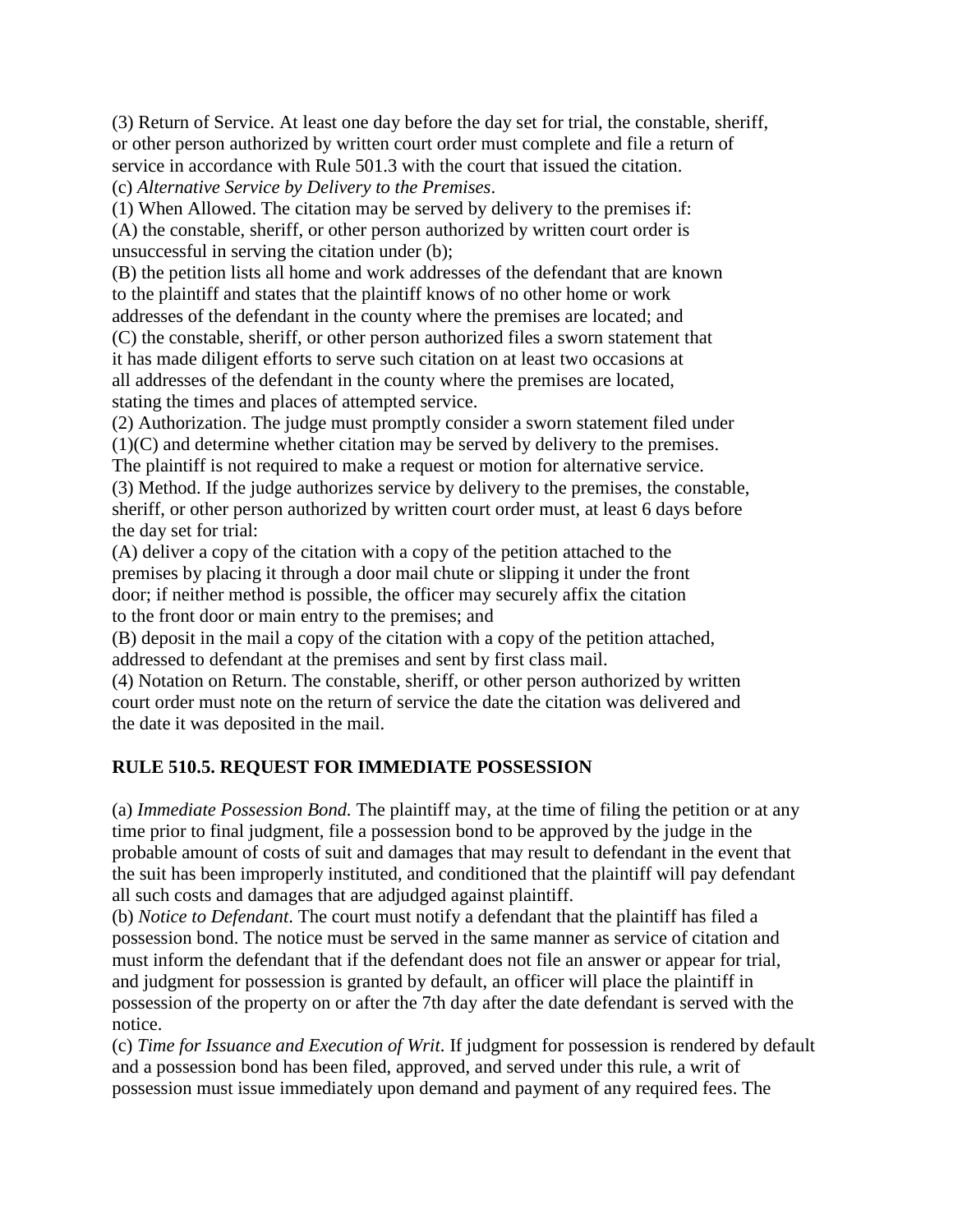(3) Return of Service. At least one day before the day set for trial, the constable, sheriff, or other person authorized by written court order must complete and file a return of service in accordance with Rule 501.3 with the court that issued the citation.

(c) *Alternative Service by Delivery to the Premises*.

(1) When Allowed. The citation may be served by delivery to the premises if:

(A) the constable, sheriff, or other person authorized by written court order is unsuccessful in serving the citation under (b);

(B) the petition lists all home and work addresses of the defendant that are known to the plaintiff and states that the plaintiff knows of no other home or work addresses of the defendant in the county where the premises are located; and

(C) the constable, sheriff, or other person authorized files a sworn statement that it has made diligent efforts to serve such citation on at least two occasions at all addresses of the defendant in the county where the premises are located, stating the times and places of attempted service.

(2) Authorization. The judge must promptly consider a sworn statement filed under (1)(C) and determine whether citation may be served by delivery to the premises. The plaintiff is not required to make a request or motion for alternative service.

(3) Method. If the judge authorizes service by delivery to the premises, the constable, sheriff, or other person authorized by written court order must, at least 6 days before the day set for trial:

(A) deliver a copy of the citation with a copy of the petition attached to the premises by placing it through a door mail chute or slipping it under the front door; if neither method is possible, the officer may securely affix the citation to the front door or main entry to the premises; and

(B) deposit in the mail a copy of the citation with a copy of the petition attached, addressed to defendant at the premises and sent by first class mail.

(4) Notation on Return. The constable, sheriff, or other person authorized by written court order must note on the return of service the date the citation was delivered and the date it was deposited in the mail.

## RULE 510.5. REQUEST FOR IMMEDIATE POSSESSION

(a) *Immediate Possession Bond.* The plaintiff may, at the time of filing the petition or at any time prior to final judgment, file a possession bond to be approved by the judge in the probable amount of costs of suit and damages that may result to defendant in the event that the suit has been improperly instituted, and conditioned that the plaintiff will pay defendant all such costs and damages that are adjudged against plaintiff.

(b) *Notice to Defendant*. The court must notify a defendant that the plaintiff has filed a possession bond. The notice must be served in the same manner as service of citation and must inform the defendant that if the defendant does not file an answer or appear for trial, and judgment for possession is granted by default, an officer will place the plaintiff in possession of the property on or after the 7th day after the date defendant is served with the notice.

(c) *Time for Issuance and Execution of Writ.* If judgment for possession is rendered by default and a possession bond has been filed, approved, and served under this rule, a writ of possession must issue immediately upon demand and payment of any required fees. The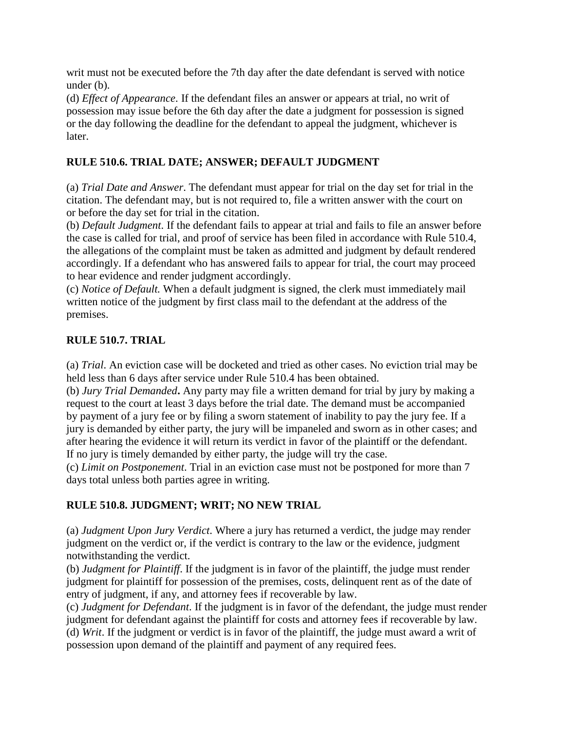writ must not be executed before the 7th day after the date defendant is served with notice under (b).

(d) *Effect of Appearance*. If the defendant files an answer or appears at trial, no writ of possession may issue before the 6th day after the date a judgment for possession is signed or the day following the deadline for the defendant to appeal the judgment, whichever is later.

## RULE 510.6. TRIAL DATE; ANSWER; DEFAULT JUDGMENT

(a) *Trial Date and Answer*. The defendant must appear for trial on the day set for trial in the citation. The defendant may, but is not required to, file a written answer with the court on or before the day set for trial in the citation.

(b) *Default Judgment*. If the defendant fails to appear at trial and fails to file an answer before the case is called for trial, and proof of service has been filed in accordance with Rule 510.4, the allegations of the complaint must be taken as admitted and judgment by default rendered accordingly. If a defendant who has answered fails to appear for trial, the court may proceed to hear evidence and render judgment accordingly.

(c) *Notice of Default.* When a default judgment is signed, the clerk must immediately mail written notice of the judgment by first class mail to the defendant at the address of the premises.

## RULE 510.7. TRIAL

(a) *Trial.* An eviction case will be docketed and tried as other cases. No eviction trial may be held less than 6 days after service under Rule 510.4 has been obtained.

(b) *Jury Trial Demanded***.** Any party may file a written demand for trial by jury by making a request to the court at least 3 days before the trial date. The demand must be accompanied by payment of a jury fee or by filing a sworn statement of inability to pay the jury fee. If a jury is demanded by either party, the jury will be impaneled and sworn as in other cases; and after hearing the evidence it will return its verdict in favor of the plaintiff or the defendant. If no jury is timely demanded by either party, the judge will try the case.

(c) *Limit on Postponement*. Trial in an eviction case must not be postponed for more than 7 days total unless both parties agree in writing.

## RULE 510.8. JUDGMENT; WRIT; NO NEW TRIAL

(a) *Judgment Upon Jury Verdict*. Where a jury has returned a verdict, the judge may render judgment on the verdict or, if the verdict is contrary to the law or the evidence, judgment notwithstanding the verdict.

(b) *Judgment for Plaintiff*. If the judgment is in favor of the plaintiff, the judge must render judgment for plaintiff for possession of the premises, costs, delinquent rent as of the date of entry of judgment, if any, and attorney fees if recoverable by law.

(c) *Judgment for Defendant*. If the judgment is in favor of the defendant, the judge must render judgment for defendant against the plaintiff for costs and attorney fees if recoverable by law.

(d) *Writ*. If the judgment or verdict is in favor of the plaintiff, the judge must award a writ of possession upon demand of the plaintiff and payment of any required fees.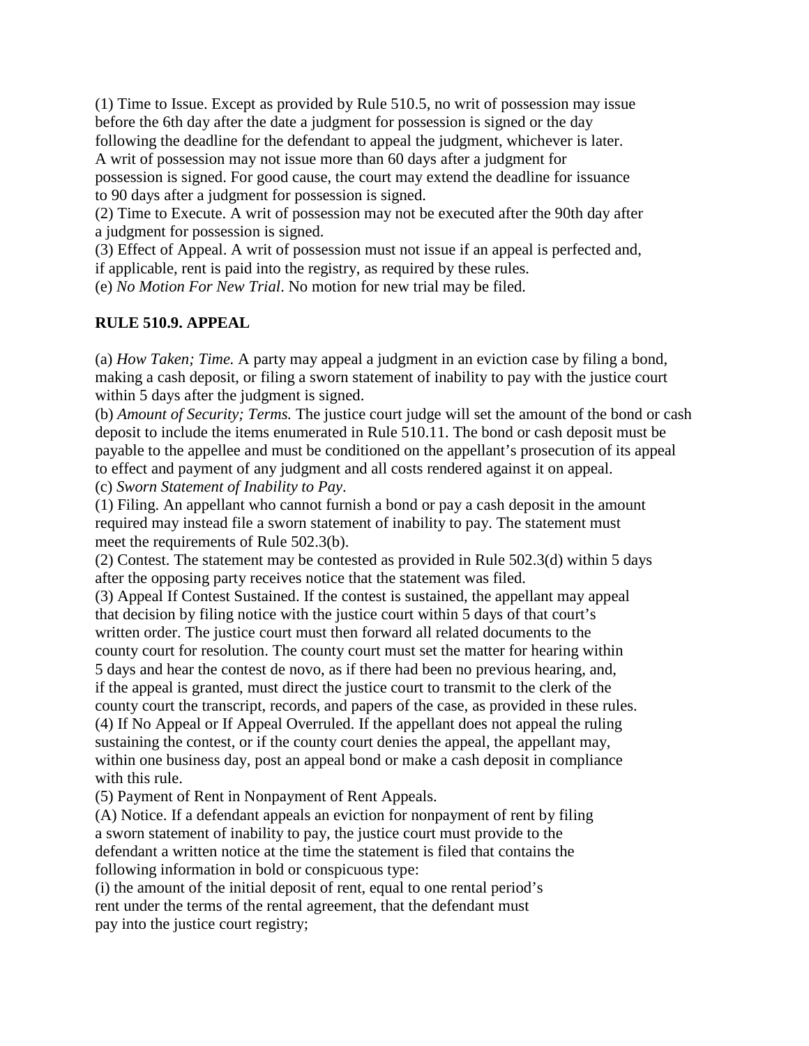(1) Time to Issue. Except as provided by Rule 510.5, no writ of possession may issue before the 6th day after the date a judgment for possession is signed or the day following the deadline for the defendant to appeal the judgment, whichever is later. A writ of possession may not issue more than 60 days after a judgment for possession is signed. For good cause, the court may extend the deadline for issuance to 90 days after a judgment for possession is signed.

(2) Time to Execute. A writ of possession may not be executed after the 90th day after a judgment for possession is signed.

(3) Effect of Appeal. A writ of possession must not issue if an appeal is perfected and, if applicable, rent is paid into the registry, as required by these rules.

(e) *No Motion For New Trial*. No motion for new trial may be filed.

## RULE 510.9. APPEAL

(a) *How Taken; Time.* A party may appeal a judgment in an eviction case by filing a bond, making a cash deposit, or filing a sworn statement of inability to pay with the justice court within 5 days after the judgment is signed.

(b) *Amount of Security; Terms.* The justice court judge will set the amount of the bond or cash deposit to include the items enumerated in Rule 510.11. The bond or cash deposit must be payable to the appellee and must be conditioned on the appellant's prosecution of its appeal to effect and payment of any judgment and all costs rendered against it on appeal.

(c) *Sworn Statement of Inability to Pay*.

(1) Filing. An appellant who cannot furnish a bond or pay a cash deposit in the amount required may instead file a sworn statement of inability to pay. The statement must meet the requirements of Rule 502.3(b).

(2) Contest. The statement may be contested as provided in Rule 502.3(d) within 5 days after the opposing party receives notice that the statement was filed.

(3) Appeal If Contest Sustained. If the contest is sustained, the appellant may appeal that decision by filing notice with the justice court within 5 days of that court's written order. The justice court must then forward all related documents to the county court for resolution. The county court must set the matter for hearing within 5 days and hear the contest de novo, as if there had been no previous hearing, and, if the appeal is granted, must direct the justice court to transmit to the clerk of the county court the transcript, records, and papers of the case, as provided in these rules.

(4) If No Appeal or If Appeal Overruled. If the appellant does not appeal the ruling sustaining the contest, or if the county court denies the appeal, the appellant may, within one business day, post an appeal bond or make a cash deposit in compliance with this rule.

(5) Payment of Rent in Nonpayment of Rent Appeals.

(A) Notice. If a defendant appeals an eviction for nonpayment of rent by filing a sworn statement of inability to pay, the justice court must provide to the defendant a written notice at the time the statement is filed that contains the following information in bold or conspicuous type:

(i) the amount of the initial deposit of rent, equal to one rental period's rent under the terms of the rental agreement, that the defendant must pay into the justice court registry;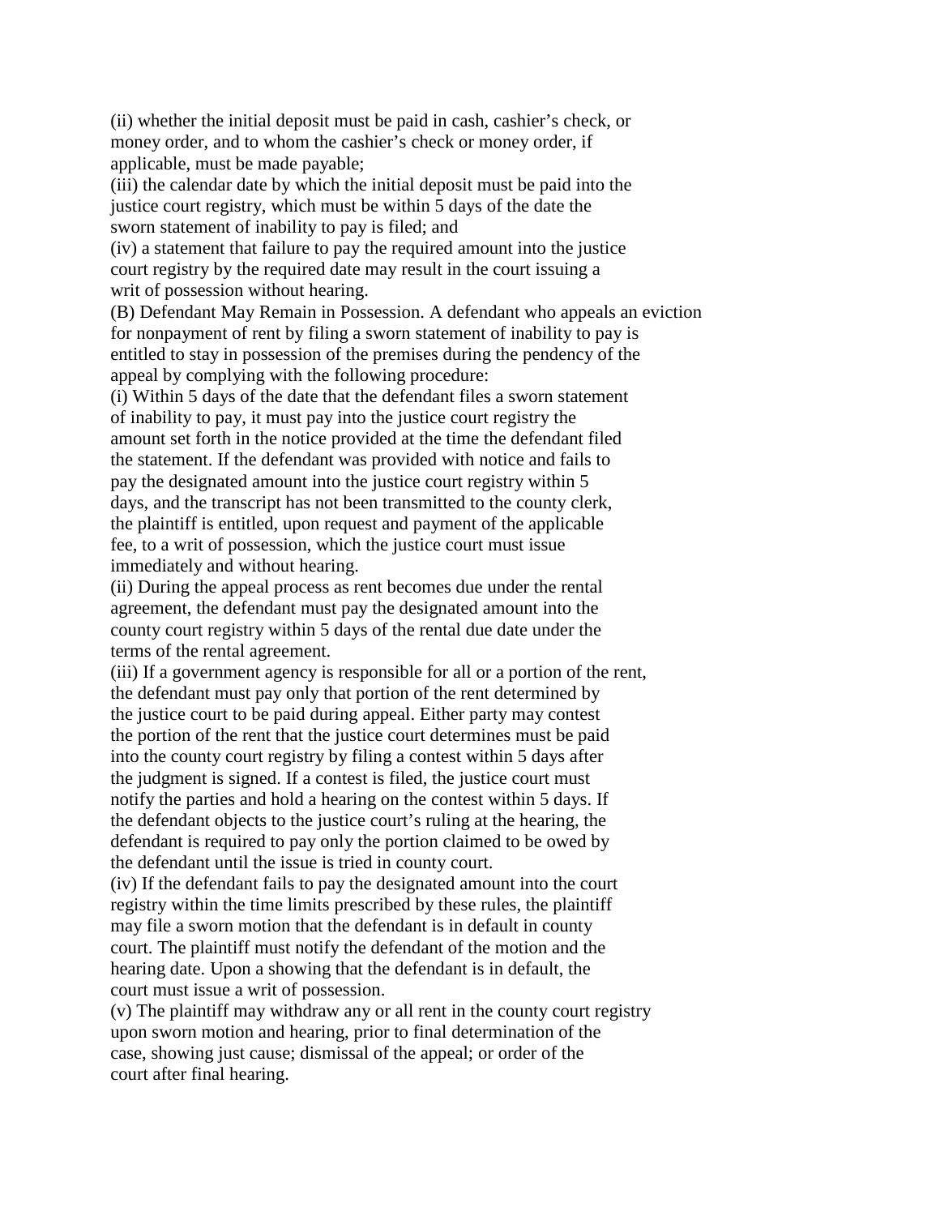(ii) whether the initial deposit must be paid in cash, cashier's check, or money order, and to whom the cashier's check or money order, if applicable, must be made payable;

(iii) the calendar date by which the initial deposit must be paid into the justice court registry, which must be within 5 days of the date the sworn statement of inability to pay is filed; and

(iv) a statement that failure to pay the required amount into the justice court registry by the required date may result in the court issuing a writ of possession without hearing.

(B) Defendant May Remain in Possession. A defendant who appeals an eviction for nonpayment of rent by filing a sworn statement of inability to pay is entitled to stay in possession of the premises during the pendency of the appeal by complying with the following procedure:

(i) Within 5 days of the date that the defendant files a sworn statement of inability to pay, it must pay into the justice court registry the amount set forth in the notice provided at the time the defendant filed the statement. If the defendant was provided with notice and fails to pay the designated amount into the justice court registry within 5 days, and the transcript has not been transmitted to the county clerk, the plaintiff is entitled, upon request and payment of the applicable fee, to a writ of possession, which the justice court must issue immediately and without hearing.

(ii) During the appeal process as rent becomes due under the rental agreement, the defendant must pay the designated amount into the county court registry within 5 days of the rental due date under the terms of the rental agreement.

(iii) If a government agency is responsible for all or a portion of the rent, the defendant must pay only that portion of the rent determined by the justice court to be paid during appeal. Either party may contest the portion of the rent that the justice court determines must be paid into the county court registry by filing a contest within 5 days after the judgment is signed. If a contest is filed, the justice court must notify the parties and hold a hearing on the contest within 5 days. If the defendant objects to the justice court's ruling at the hearing, the defendant is required to pay only the portion claimed to be owed by the defendant until the issue is tried in county court.

(iv) If the defendant fails to pay the designated amount into the court registry within the time limits prescribed by these rules, the plaintiff may file a sworn motion that the defendant is in default in county court. The plaintiff must notify the defendant of the motion and the hearing date. Upon a showing that the defendant is in default, the court must issue a writ of possession.

(v) The plaintiff may withdraw any or all rent in the county court registry upon sworn motion and hearing, prior to final determination of the case, showing just cause; dismissal of the appeal; or order of the court after final hearing.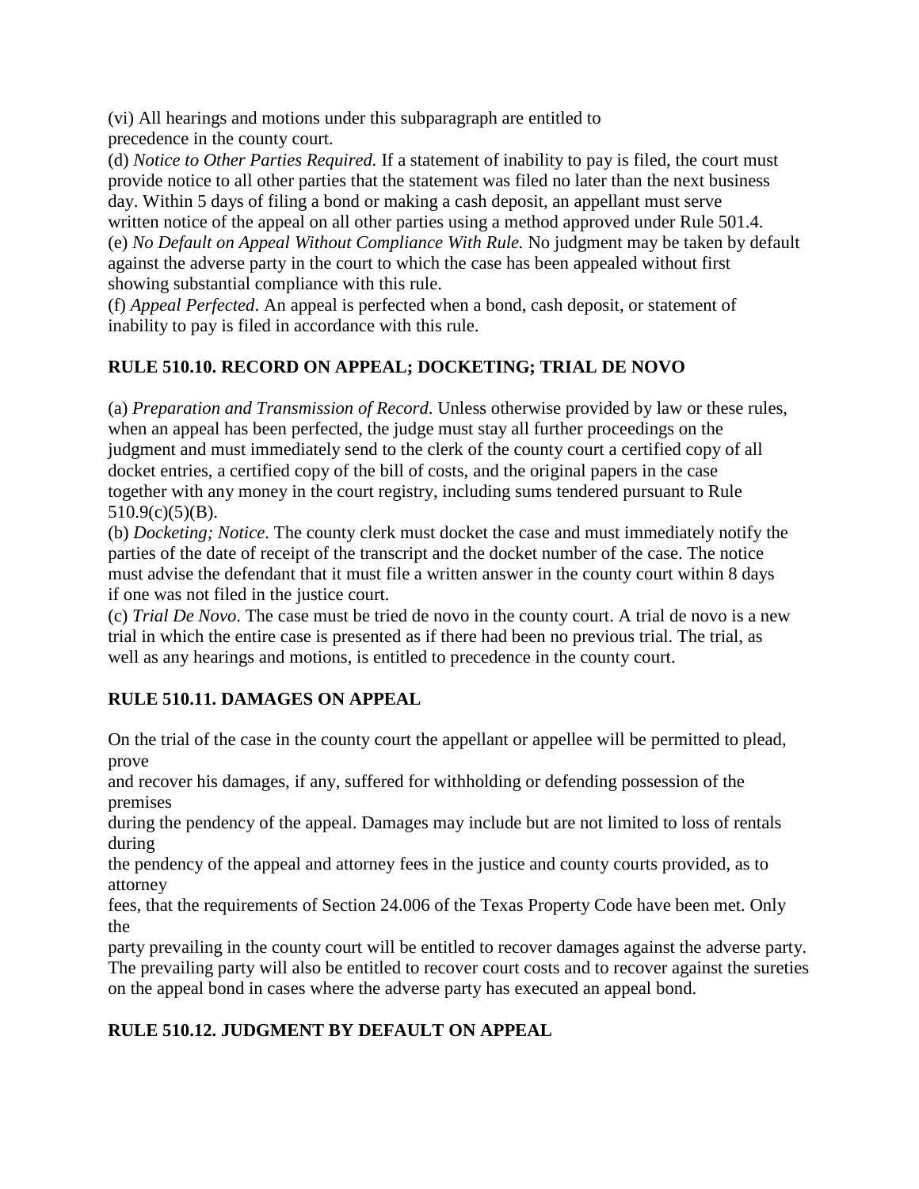(vi) All hearings and motions under this subparagraph are entitled to precedence in the county court.

(d) *Notice to Other Parties Required.* If a statement of inability to pay is filed, the court must provide notice to all other parties that the statement was filed no later than the next business day. Within 5 days of filing a bond or making a cash deposit, an appellant must serve written notice of the appeal on all other parties using a method approved under Rule 501.4.

(e) *No Default on Appeal Without Compliance With Rule.* No judgment may be taken by default against the adverse party in the court to which the case has been appealed without first showing substantial compliance with this rule.

(f) *Appeal Perfected*. An appeal is perfected when a bond, cash deposit, or statement of inability to pay is filed in accordance with this rule.

## RULE 510.10. RECORD ON APPEAL; DOCKETING; TRIAL DE NOVO

(a) *Preparation and Transmission of Record*. Unless otherwise provided by law or these rules, when an appeal has been perfected, the judge must stay all further proceedings on the judgment and must immediately send to the clerk of the county court a certified copy of all docket entries, a certified copy of the bill of costs, and the original papers in the case together with any money in the court registry, including sums tendered pursuant to Rule 510.9(c)(5)(B).

(b) *Docketing; Notice*. The county clerk must docket the case and must immediately notify the parties of the date of receipt of the transcript and the docket number of the case. The notice must advise the defendant that it must file a written answer in the county court within 8 days if one was not filed in the justice court.

(c) *Trial De Novo*. The case must be tried de novo in the county court. A trial de novo is a new trial in which the entire case is presented as if there had been no previous trial. The trial, as well as any hearings and motions, is entitled to precedence in the county court.

## RULE 510.11. DAMAGES ON APPEAL

On the trial of the case in the county court the appellant or appellee will be permitted to plead, prove and recover his damages, if any, suffered for withholding or defending possession of the premises during the pendency of the appeal. Damages may include but are not limited to loss of rentals during the pendency of the appeal and attorney fees in the justice and county courts provided, as to attorney fees, that the requirements of Section 24.006 of the Texas Property Code have been met. Only the party prevailing in the county court will be entitled to recover damages against the adverse party. The prevailing party will also be entitled to recover court costs and to recover against the sureties on the appeal bond in cases where the adverse party has executed an appeal bond.

## RULE 510.12. JUDGMENT BY DEFAULT ON APPEAL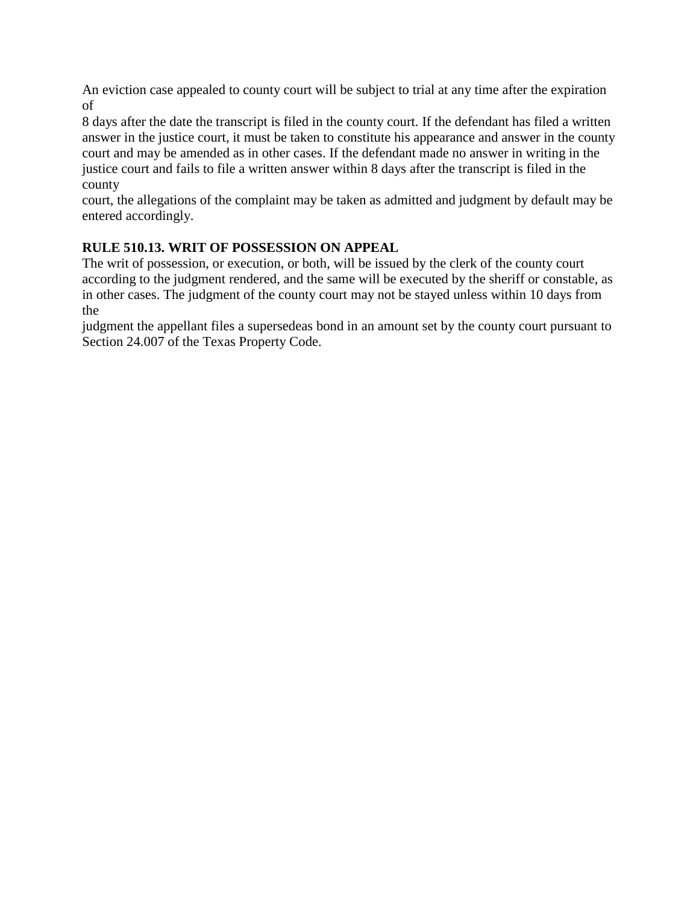An eviction case appealed to county court will be subject to trial at any time after the expiration of 8 days after the date the transcript is filed in the county court. If the defendant has filed a written answer in the justice court, it must be taken to constitute his appearance and answer in the county court and may be amended as in other cases. If the defendant made no answer in writing in the justice court and fails to file a written answer within 8 days after the transcript is filed in the county court, the allegations of the complaint may be taken as admitted and judgment by default may be entered accordingly.

**RULE 510.13. WRIT OF POSSESSION ON APPEAL**

The writ of possession, or execution, or both, will be issued by the clerk of the county court according to the judgment rendered, and the same will be executed by the sheriff or constable, as in other cases. The judgment of the county court may not be stayed unless within 10 days from the judgment the appellant files a supersedeas bond in an amount set by the county court pursuant to Section 24.007 of the Texas Property Code.